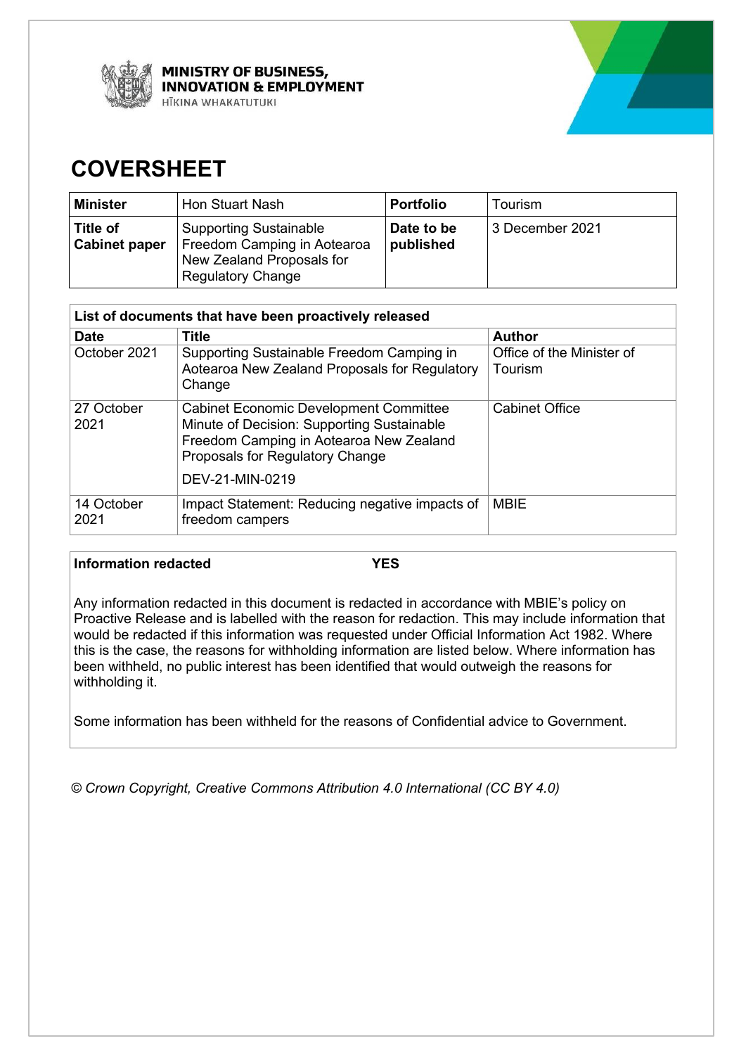**MINISTRY OF BUSINESS, INNOVATION & EMPLOYMENT**
HĪKINA WHAKATUTUKI

# COVERSHEET

| **Minister** | Hon Stuart Nash | **Portfolio** | Tourism |
|---|---|---|---|
| **Title of Cabinet paper** | Supporting Sustainable Freedom Camping in Aotearoa New Zealand Proposals for Regulatory Change | **Date to be published** | 3 December 2021 |

| **List of documents that have been proactively released** | | |
|---|---|---|
| **Date** | **Title** | **Author** |
| October 2021 | Supporting Sustainable Freedom Camping in Aotearoa New Zealand Proposals for Regulatory Change | Office of the Minister of Tourism |
| 27 October 2021 | Cabinet Economic Development Committee Minute of Decision: Supporting Sustainable Freedom Camping in Aotearoa New Zealand Proposals for Regulatory Change<br><br>DEV-21-MIN-0219 | Cabinet Office |
| 14 October 2021 | Impact Statement: Reducing negative impacts of freedom campers | MBIE |

**Information redacted** **YES**

Any information redacted in this document is redacted in accordance with MBIE's policy on Proactive Release and is labelled with the reason for redaction. This may include information that would be redacted if this information was requested under Official Information Act 1982. Where this is the case, the reasons for withholding information are listed below. Where information has been withheld, no public interest has been identified that would outweigh the reasons for withholding it.

Some information has been withheld for the reasons of Confidential advice to Government.

*© Crown Copyright, Creative Commons Attribution 4.0 International (CC BY 4.0)*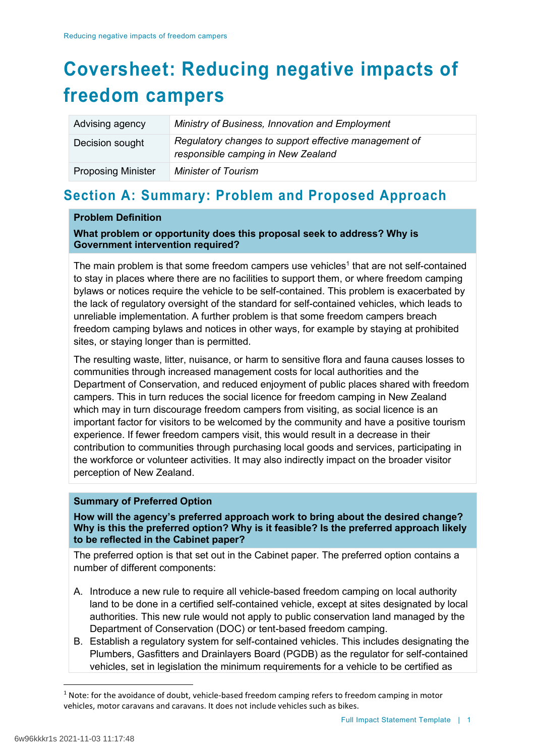# Coversheet: Reducing negative impacts of freedom campers

| Advising agency | *Ministry of Business, Innovation and Employment* |
|---|---|
| Decision sought | *Regulatory changes to support effective management of responsible camping in New Zealand* |
| Proposing Minister | *Minister of Tourism* |

## Section A: Summary: Problem and Proposed Approach

**Problem Definition**

**What problem or opportunity does this proposal seek to address? Why is Government intervention required?**

The main problem is that some freedom campers use vehicles[1] that are not self-contained to stay in places where there are no facilities to support them, or where freedom camping bylaws or notices require the vehicle to be self-contained. This problem is exacerbated by the lack of regulatory oversight of the standard for self-contained vehicles, which leads to unreliable implementation. A further problem is that some freedom campers breach freedom camping bylaws and notices in other ways, for example by staying at prohibited sites, or staying longer than is permitted.

The resulting waste, litter, nuisance, or harm to sensitive flora and fauna causes losses to communities through increased management costs for local authorities and the Department of Conservation, and reduced enjoyment of public places shared with freedom campers. This in turn reduces the social licence for freedom camping in New Zealand which may in turn discourage freedom campers from visiting, as social licence is an important factor for visitors to be welcomed by the community and have a positive tourism experience. If fewer freedom campers visit, this would result in a decrease in their contribution to communities through purchasing local goods and services, participating in the workforce or volunteer activities. It may also indirectly impact on the broader visitor perception of New Zealand.

**Summary of Preferred Option**

**How will the agency's preferred approach work to bring about the desired change? Why is this the preferred option? Why is it feasible? Is the preferred approach likely to be reflected in the Cabinet paper?**

The preferred option is that set out in the Cabinet paper. The preferred option contains a number of different components:

A. Introduce a new rule to require all vehicle-based freedom camping on local authority land to be done in a certified self-contained vehicle, except at sites designated by local authorities. This new rule would not apply to public conservation land managed by the Department of Conservation (DOC) or tent-based freedom camping.
B. Establish a regulatory system for self-contained vehicles. This includes designating the Plumbers, Gasfitters and Drainlayers Board (PGDB) as the regulator for self-contained vehicles, set in legislation the minimum requirements for a vehicle to be certified as

[1] Note: for the avoidance of doubt, vehicle-based freedom camping refers to freedom camping in motor vehicles, motor caravans and caravans. It does not include vehicles such as bikes.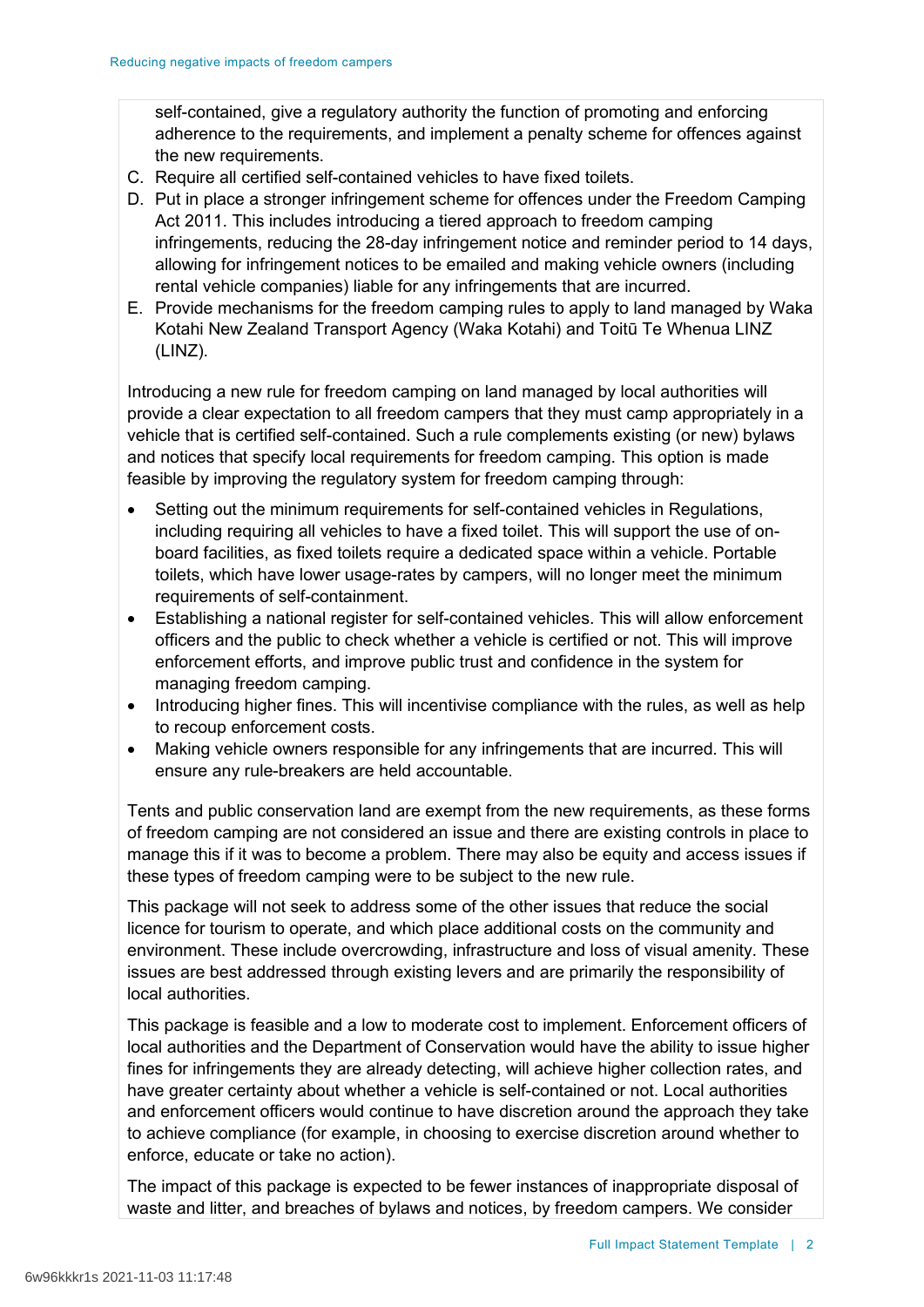self-contained, give a regulatory authority the function of promoting and enforcing adherence to the requirements, and implement a penalty scheme for offences against the new requirements.

C. Require all certified self-contained vehicles to have fixed toilets.

D. Put in place a stronger infringement scheme for offences under the Freedom Camping Act 2011. This includes introducing a tiered approach to freedom camping infringements, reducing the 28-day infringement notice and reminder period to 14 days, allowing for infringement notices to be emailed and making vehicle owners (including rental vehicle companies) liable for any infringements that are incurred.

E. Provide mechanisms for the freedom camping rules to apply to land managed by Waka Kotahi New Zealand Transport Agency (Waka Kotahi) and Toitū Te Whenua LINZ (LINZ).

Introducing a new rule for freedom camping on land managed by local authorities will provide a clear expectation to all freedom campers that they must camp appropriately in a vehicle that is certified self-contained. Such a rule complements existing (or new) bylaws and notices that specify local requirements for freedom camping. This option is made feasible by improving the regulatory system for freedom camping through:

- Setting out the minimum requirements for self-contained vehicles in Regulations, including requiring all vehicles to have a fixed toilet. This will support the use of on-board facilities, as fixed toilets require a dedicated space within a vehicle. Portable toilets, which have lower usage-rates by campers, will no longer meet the minimum requirements of self-containment.
- Establishing a national register for self-contained vehicles. This will allow enforcement officers and the public to check whether a vehicle is certified or not. This will improve enforcement efforts, and improve public trust and confidence in the system for managing freedom camping.
- Introducing higher fines. This will incentivise compliance with the rules, as well as help to recoup enforcement costs.
- Making vehicle owners responsible for any infringements that are incurred. This will ensure any rule-breakers are held accountable.

Tents and public conservation land are exempt from the new requirements, as these forms of freedom camping are not considered an issue and there are existing controls in place to manage this if it was to become a problem. There may also be equity and access issues if these types of freedom camping were to be subject to the new rule.

This package will not seek to address some of the other issues that reduce the social licence for tourism to operate, and which place additional costs on the community and environment. These include overcrowding, infrastructure and loss of visual amenity. These issues are best addressed through existing levers and are primarily the responsibility of local authorities.

This package is feasible and a low to moderate cost to implement. Enforcement officers of local authorities and the Department of Conservation would have the ability to issue higher fines for infringements they are already detecting, will achieve higher collection rates, and have greater certainty about whether a vehicle is self-contained or not. Local authorities and enforcement officers would continue to have discretion around the approach they take to achieve compliance (for example, in choosing to exercise discretion around whether to enforce, educate or take no action).

The impact of this package is expected to be fewer instances of inappropriate disposal of waste and litter, and breaches of bylaws and notices, by freedom campers. We consider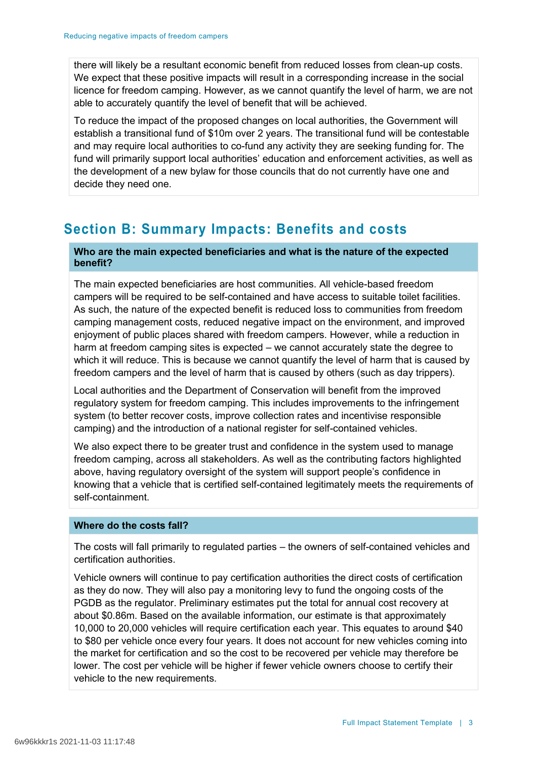there will likely be a resultant economic benefit from reduced losses from clean-up costs. We expect that these positive impacts will result in a corresponding increase in the social licence for freedom camping. However, as we cannot quantify the level of harm, we are not able to accurately quantify the level of benefit that will be achieved.

To reduce the impact of the proposed changes on local authorities, the Government will establish a transitional fund of $10m over 2 years. The transitional fund will be contestable and may require local authorities to co-fund any activity they are seeking funding for. The fund will primarily support local authorities' education and enforcement activities, as well as the development of a new bylaw for those councils that do not currently have one and decide they need one.

## Section B: Summary Impacts: Benefits and costs

### Who are the main expected beneficiaries and what is the nature of the expected benefit?

The main expected beneficiaries are host communities. All vehicle-based freedom campers will be required to be self-contained and have access to suitable toilet facilities. As such, the nature of the expected benefit is reduced loss to communities from freedom camping management costs, reduced negative impact on the environment, and improved enjoyment of public places shared with freedom campers. However, while a reduction in harm at freedom camping sites is expected – we cannot accurately state the degree to which it will reduce. This is because we cannot quantify the level of harm that is caused by freedom campers and the level of harm that is caused by others (such as day trippers).

Local authorities and the Department of Conservation will benefit from the improved regulatory system for freedom camping. This includes improvements to the infringement system (to better recover costs, improve collection rates and incentivise responsible camping) and the introduction of a national register for self-contained vehicles.

We also expect there to be greater trust and confidence in the system used to manage freedom camping, across all stakeholders. As well as the contributing factors highlighted above, having regulatory oversight of the system will support people's confidence in knowing that a vehicle that is certified self-contained legitimately meets the requirements of self-containment.

### Where do the costs fall?

The costs will fall primarily to regulated parties – the owners of self-contained vehicles and certification authorities.

Vehicle owners will continue to pay certification authorities the direct costs of certification as they do now. They will also pay a monitoring levy to fund the ongoing costs of the PGDB as the regulator. Preliminary estimates put the total for annual cost recovery at about $0.86m. Based on the available information, our estimate is that approximately 10,000 to 20,000 vehicles will require certification each year. This equates to around $40 to $80 per vehicle once every four years. It does not account for new vehicles coming into the market for certification and so the cost to be recovered per vehicle may therefore be lower. The cost per vehicle will be higher if fewer vehicle owners choose to certify their vehicle to the new requirements.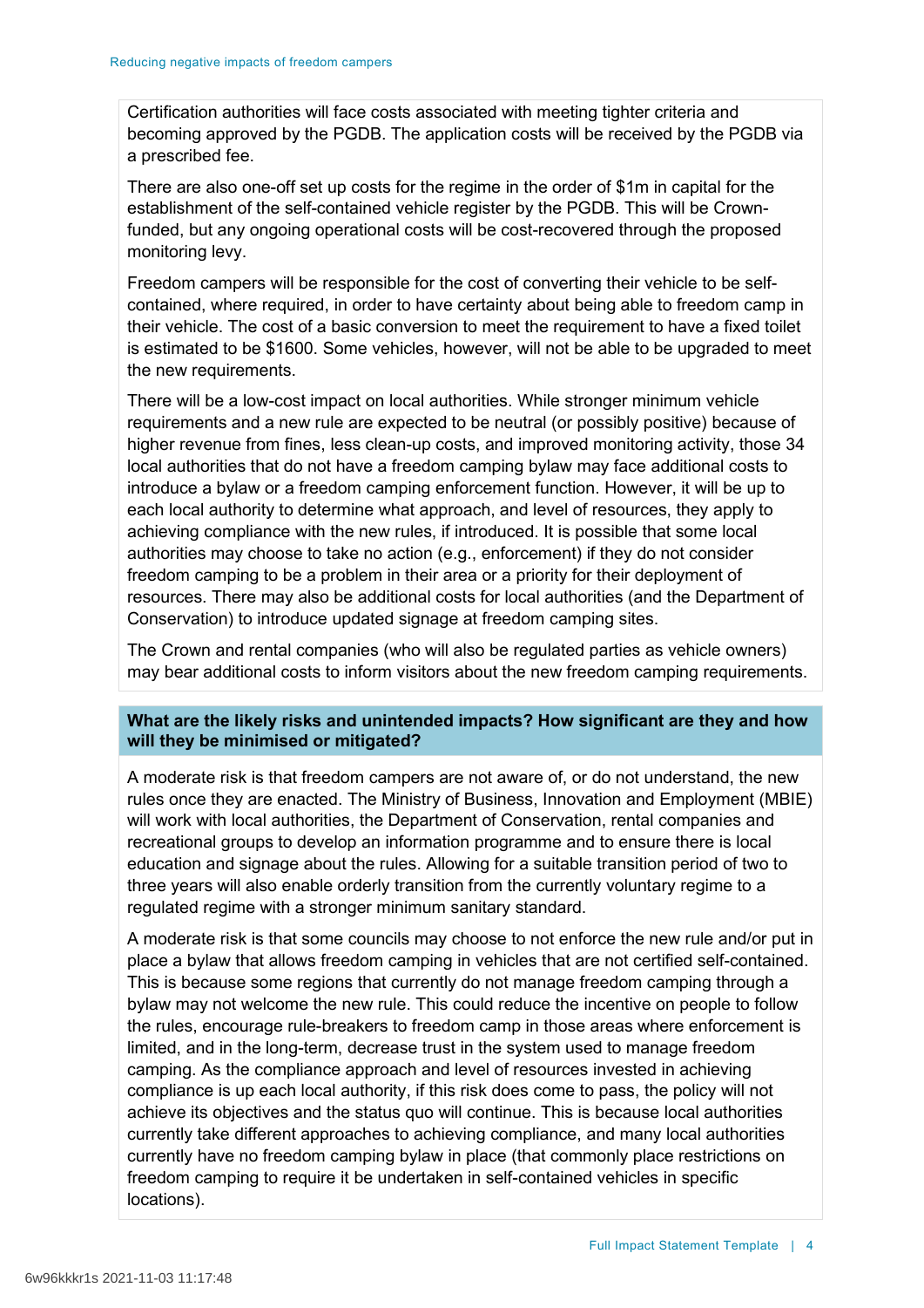Certification authorities will face costs associated with meeting tighter criteria and becoming approved by the PGDB. The application costs will be received by the PGDB via a prescribed fee.

There are also one-off set up costs for the regime in the order of $1m in capital for the establishment of the self-contained vehicle register by the PGDB. This will be Crown-funded, but any ongoing operational costs will be cost-recovered through the proposed monitoring levy.

Freedom campers will be responsible for the cost of converting their vehicle to be self-contained, where required, in order to have certainty about being able to freedom camp in their vehicle. The cost of a basic conversion to meet the requirement to have a fixed toilet is estimated to be $1600. Some vehicles, however, will not be able to be upgraded to meet the new requirements.

There will be a low-cost impact on local authorities. While stronger minimum vehicle requirements and a new rule are expected to be neutral (or possibly positive) because of higher revenue from fines, less clean-up costs, and improved monitoring activity, those 34 local authorities that do not have a freedom camping bylaw may face additional costs to introduce a bylaw or a freedom camping enforcement function. However, it will be up to each local authority to determine what approach, and level of resources, they apply to achieving compliance with the new rules, if introduced. It is possible that some local authorities may choose to take no action (e.g., enforcement) if they do not consider freedom camping to be a problem in their area or a priority for their deployment of resources. There may also be additional costs for local authorities (and the Department of Conservation) to introduce updated signage at freedom camping sites.

The Crown and rental companies (who will also be regulated parties as vehicle owners) may bear additional costs to inform visitors about the new freedom camping requirements.

**What are the likely risks and unintended impacts? How significant are they and how will they be minimised or mitigated?**

A moderate risk is that freedom campers are not aware of, or do not understand, the new rules once they are enacted. The Ministry of Business, Innovation and Employment (MBIE) will work with local authorities, the Department of Conservation, rental companies and recreational groups to develop an information programme and to ensure there is local education and signage about the rules. Allowing for a suitable transition period of two to three years will also enable orderly transition from the currently voluntary regime to a regulated regime with a stronger minimum sanitary standard.

A moderate risk is that some councils may choose to not enforce the new rule and/or put in place a bylaw that allows freedom camping in vehicles that are not certified self-contained. This is because some regions that currently do not manage freedom camping through a bylaw may not welcome the new rule. This could reduce the incentive on people to follow the rules, encourage rule-breakers to freedom camp in those areas where enforcement is limited, and in the long-term, decrease trust in the system used to manage freedom camping. As the compliance approach and level of resources invested in achieving compliance is up each local authority, if this risk does come to pass, the policy will not achieve its objectives and the status quo will continue. This is because local authorities currently take different approaches to achieving compliance, and many local authorities currently have no freedom camping bylaw in place (that commonly place restrictions on freedom camping to require it be undertaken in self-contained vehicles in specific locations).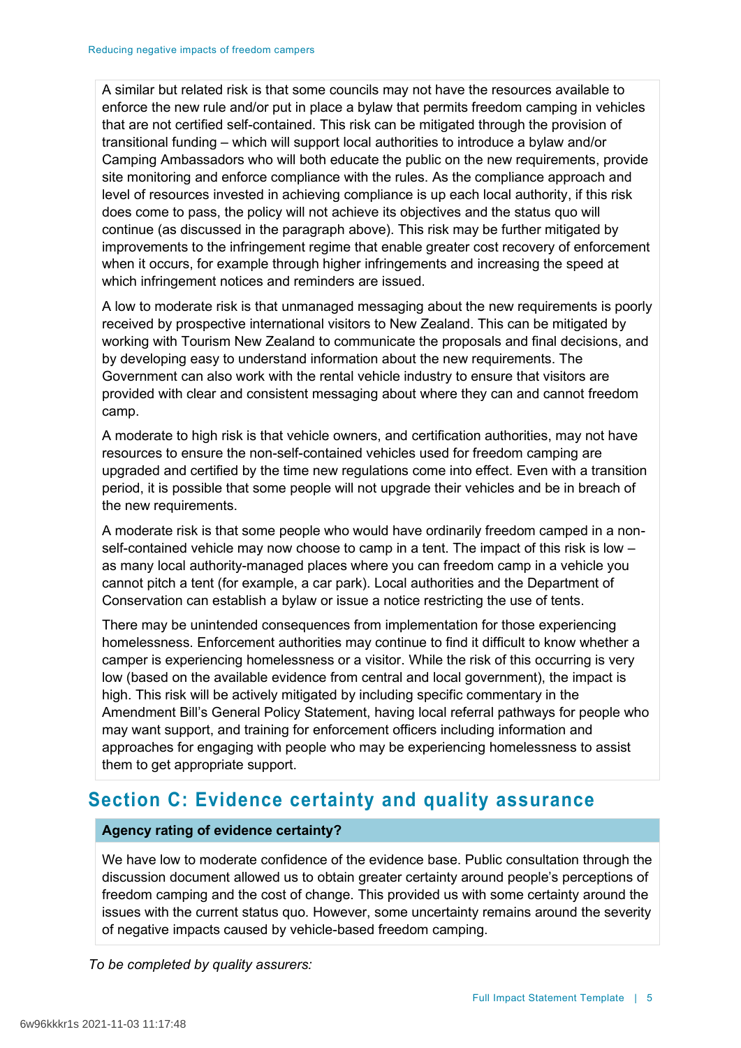A similar but related risk is that some councils may not have the resources available to enforce the new rule and/or put in place a bylaw that permits freedom camping in vehicles that are not certified self-contained. This risk can be mitigated through the provision of transitional funding – which will support local authorities to introduce a bylaw and/or Camping Ambassadors who will both educate the public on the new requirements, provide site monitoring and enforce compliance with the rules. As the compliance approach and level of resources invested in achieving compliance is up each local authority, if this risk does come to pass, the policy will not achieve its objectives and the status quo will continue (as discussed in the paragraph above). This risk may be further mitigated by improvements to the infringement regime that enable greater cost recovery of enforcement when it occurs, for example through higher infringements and increasing the speed at which infringement notices and reminders are issued.

A low to moderate risk is that unmanaged messaging about the new requirements is poorly received by prospective international visitors to New Zealand. This can be mitigated by working with Tourism New Zealand to communicate the proposals and final decisions, and by developing easy to understand information about the new requirements. The Government can also work with the rental vehicle industry to ensure that visitors are provided with clear and consistent messaging about where they can and cannot freedom camp.

A moderate to high risk is that vehicle owners, and certification authorities, may not have resources to ensure the non-self-contained vehicles used for freedom camping are upgraded and certified by the time new regulations come into effect. Even with a transition period, it is possible that some people will not upgrade their vehicles and be in breach of the new requirements.

A moderate risk is that some people who would have ordinarily freedom camped in a non-self-contained vehicle may now choose to camp in a tent. The impact of this risk is low – as many local authority-managed places where you can freedom camp in a vehicle you cannot pitch a tent (for example, a car park). Local authorities and the Department of Conservation can establish a bylaw or issue a notice restricting the use of tents.

There may be unintended consequences from implementation for those experiencing homelessness. Enforcement authorities may continue to find it difficult to know whether a camper is experiencing homelessness or a visitor. While the risk of this occurring is very low (based on the available evidence from central and local government), the impact is high. This risk will be actively mitigated by including specific commentary in the Amendment Bill's General Policy Statement, having local referral pathways for people who may want support, and training for enforcement officers including information and approaches for engaging with people who may be experiencing homelessness to assist them to get appropriate support.

## Section C: Evidence certainty and quality assurance

**Agency rating of evidence certainty?**

We have low to moderate confidence of the evidence base. Public consultation through the discussion document allowed us to obtain greater certainty around people's perceptions of freedom camping and the cost of change. This provided us with some certainty around the issues with the current status quo. However, some uncertainty remains around the severity of negative impacts caused by vehicle-based freedom camping.

*To be completed by quality assurers:*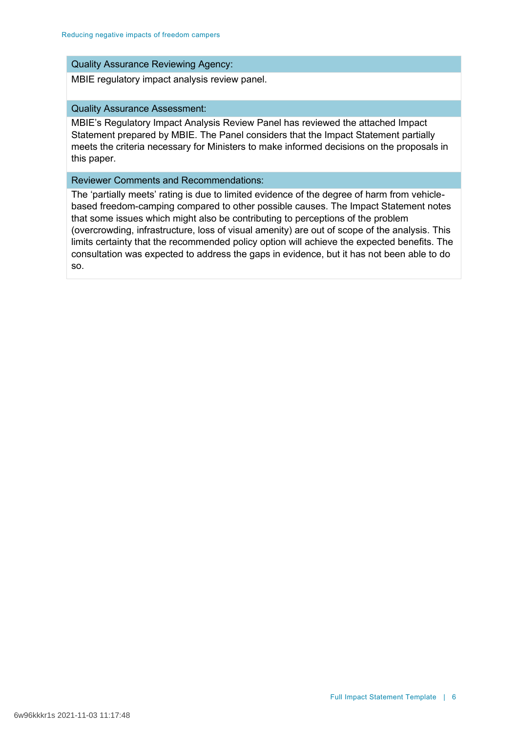**Quality Assurance Reviewing Agency:**

MBIE regulatory impact analysis review panel.

**Quality Assurance Assessment:**

MBIE's Regulatory Impact Analysis Review Panel has reviewed the attached Impact Statement prepared by MBIE. The Panel considers that the Impact Statement partially meets the criteria necessary for Ministers to make informed decisions on the proposals in this paper.

**Reviewer Comments and Recommendations:**

The 'partially meets' rating is due to limited evidence of the degree of harm from vehicle-based freedom-camping compared to other possible causes. The Impact Statement notes that some issues which might also be contributing to perceptions of the problem (overcrowding, infrastructure, loss of visual amenity) are out of scope of the analysis. This limits certainty that the recommended policy option will achieve the expected benefits. The consultation was expected to address the gaps in evidence, but it has not been able to do so.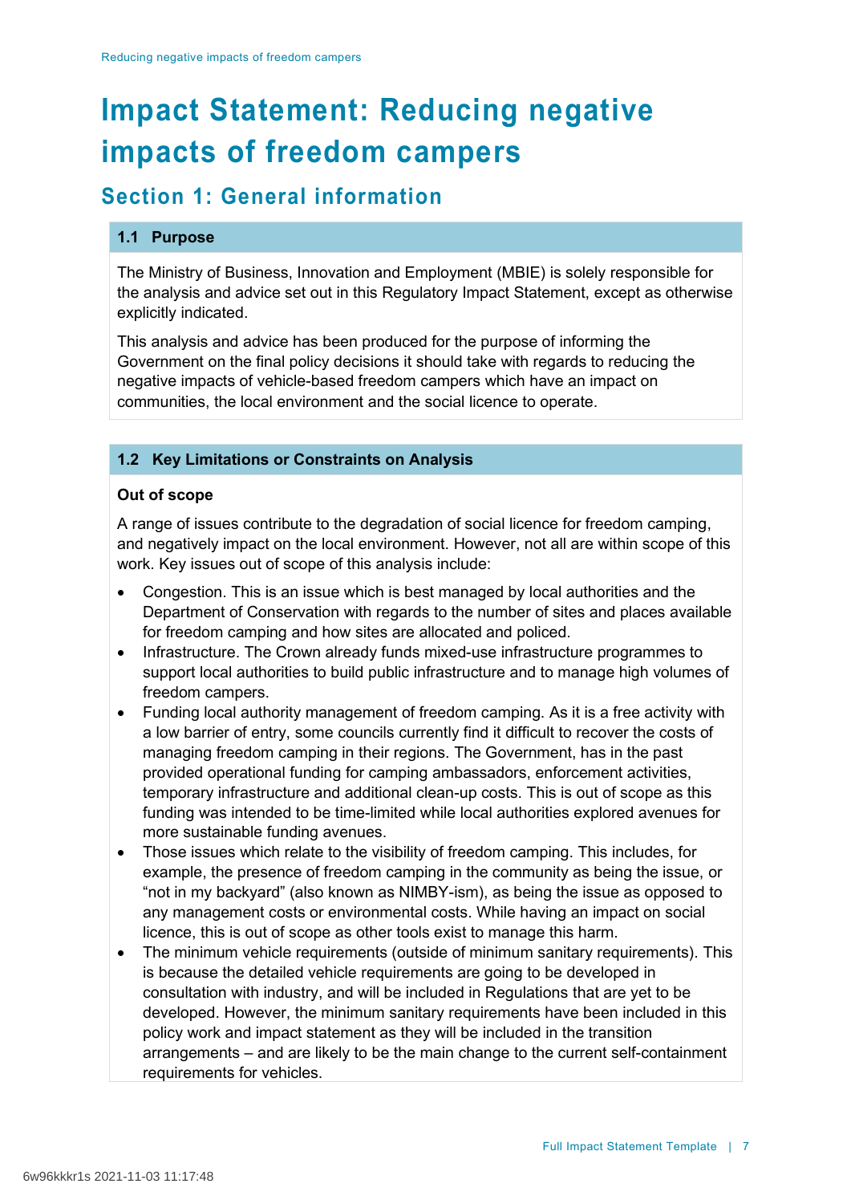# Impact Statement: Reducing negative impacts of freedom campers

## Section 1: General information

### 1.1 Purpose

The Ministry of Business, Innovation and Employment (MBIE) is solely responsible for the analysis and advice set out in this Regulatory Impact Statement, except as otherwise explicitly indicated.

This analysis and advice has been produced for the purpose of informing the Government on the final policy decisions it should take with regards to reducing the negative impacts of vehicle-based freedom campers which have an impact on communities, the local environment and the social licence to operate.

### 1.2 Key Limitations or Constraints on Analysis

**Out of scope**

A range of issues contribute to the degradation of social licence for freedom camping, and negatively impact on the local environment. However, not all are within scope of this work. Key issues out of scope of this analysis include:

- Congestion. This is an issue which is best managed by local authorities and the Department of Conservation with regards to the number of sites and places available for freedom camping and how sites are allocated and policed.
- Infrastructure. The Crown already funds mixed-use infrastructure programmes to support local authorities to build public infrastructure and to manage high volumes of freedom campers.
- Funding local authority management of freedom camping. As it is a free activity with a low barrier of entry, some councils currently find it difficult to recover the costs of managing freedom camping in their regions. The Government, has in the past provided operational funding for camping ambassadors, enforcement activities, temporary infrastructure and additional clean-up costs. This is out of scope as this funding was intended to be time-limited while local authorities explored avenues for more sustainable funding avenues.
- Those issues which relate to the visibility of freedom camping. This includes, for example, the presence of freedom camping in the community as being the issue, or "not in my backyard" (also known as NIMBY-ism), as being the issue as opposed to any management costs or environmental costs. While having an impact on social licence, this is out of scope as other tools exist to manage this harm.
- The minimum vehicle requirements (outside of minimum sanitary requirements). This is because the detailed vehicle requirements are going to be developed in consultation with industry, and will be included in Regulations that are yet to be developed. However, the minimum sanitary requirements have been included in this policy work and impact statement as they will be included in the transition arrangements – and are likely to be the main change to the current self-containment requirements for vehicles.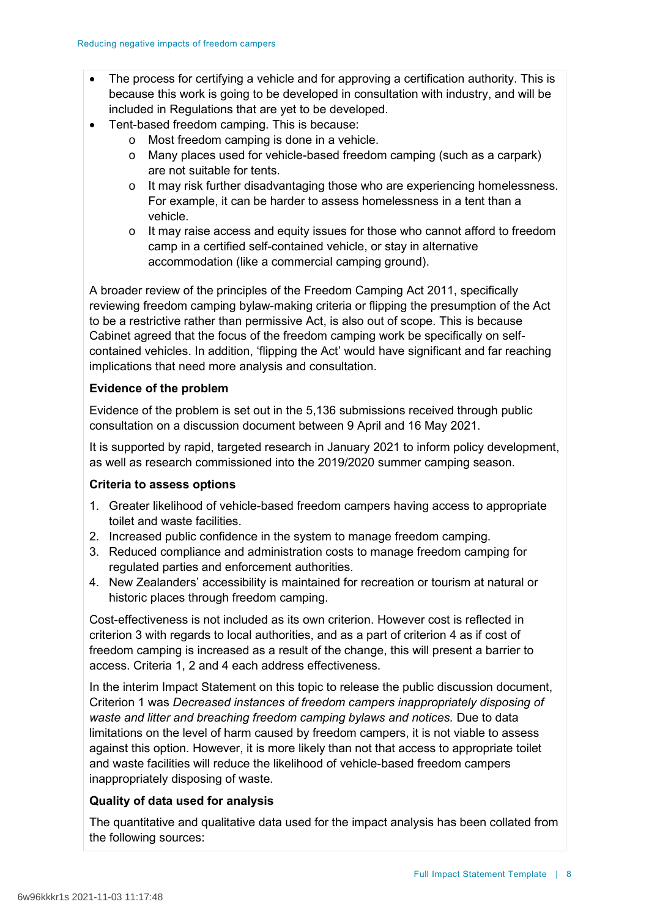- The process for certifying a vehicle and for approving a certification authority. This is because this work is going to be developed in consultation with industry, and will be included in Regulations that are yet to be developed.
- Tent-based freedom camping. This is because:
  - Most freedom camping is done in a vehicle.
  - Many places used for vehicle-based freedom camping (such as a carpark) are not suitable for tents.
  - It may risk further disadvantaging those who are experiencing homelessness. For example, it can be harder to assess homelessness in a tent than a vehicle.
  - It may raise access and equity issues for those who cannot afford to freedom camp in a certified self-contained vehicle, or stay in alternative accommodation (like a commercial camping ground).

A broader review of the principles of the Freedom Camping Act 2011, specifically reviewing freedom camping bylaw-making criteria or flipping the presumption of the Act to be a restrictive rather than permissive Act, is also out of scope. This is because Cabinet agreed that the focus of the freedom camping work be specifically on self-contained vehicles. In addition, 'flipping the Act' would have significant and far reaching implications that need more analysis and consultation.

**Evidence of the problem**

Evidence of the problem is set out in the 5,136 submissions received through public consultation on a discussion document between 9 April and 16 May 2021.

It is supported by rapid, targeted research in January 2021 to inform policy development, as well as research commissioned into the 2019/2020 summer camping season.

**Criteria to assess options**

1. Greater likelihood of vehicle-based freedom campers having access to appropriate toilet and waste facilities.
2. Increased public confidence in the system to manage freedom camping.
3. Reduced compliance and administration costs to manage freedom camping for regulated parties and enforcement authorities.
4. New Zealanders' accessibility is maintained for recreation or tourism at natural or historic places through freedom camping.

Cost-effectiveness is not included as its own criterion. However cost is reflected in criterion 3 with regards to local authorities, and as a part of criterion 4 as if cost of freedom camping is increased as a result of the change, this will present a barrier to access. Criteria 1, 2 and 4 each address effectiveness.

In the interim Impact Statement on this topic to release the public discussion document, Criterion 1 was *Decreased instances of freedom campers inappropriately disposing of waste and litter and breaching freedom camping bylaws and notices.* Due to data limitations on the level of harm caused by freedom campers, it is not viable to assess against this option. However, it is more likely than not that access to appropriate toilet and waste facilities will reduce the likelihood of vehicle-based freedom campers inappropriately disposing of waste.

**Quality of data used for analysis**

The quantitative and qualitative data used for the impact analysis has been collated from the following sources: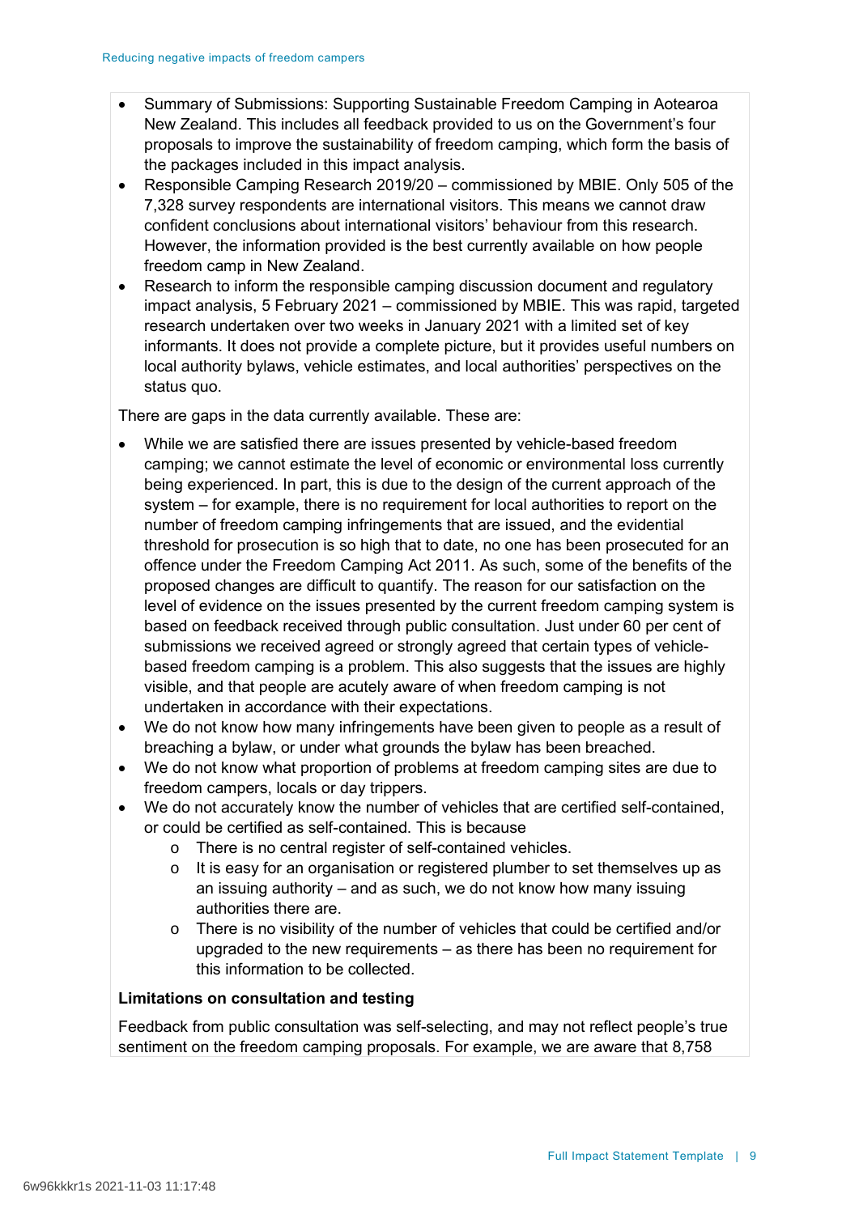- Summary of Submissions: Supporting Sustainable Freedom Camping in Aotearoa New Zealand. This includes all feedback provided to us on the Government's four proposals to improve the sustainability of freedom camping, which form the basis of the packages included in this impact analysis.
- Responsible Camping Research 2019/20 – commissioned by MBIE. Only 505 of the 7,328 survey respondents are international visitors. This means we cannot draw confident conclusions about international visitors' behaviour from this research. However, the information provided is the best currently available on how people freedom camp in New Zealand.
- Research to inform the responsible camping discussion document and regulatory impact analysis, 5 February 2021 – commissioned by MBIE. This was rapid, targeted research undertaken over two weeks in January 2021 with a limited set of key informants. It does not provide a complete picture, but it provides useful numbers on local authority bylaws, vehicle estimates, and local authorities' perspectives on the status quo.

There are gaps in the data currently available. These are:

- While we are satisfied there are issues presented by vehicle-based freedom camping; we cannot estimate the level of economic or environmental loss currently being experienced. In part, this is due to the design of the current approach of the system – for example, there is no requirement for local authorities to report on the number of freedom camping infringements that are issued, and the evidential threshold for prosecution is so high that to date, no one has been prosecuted for an offence under the Freedom Camping Act 2011. As such, some of the benefits of the proposed changes are difficult to quantify. The reason for our satisfaction on the level of evidence on the issues presented by the current freedom camping system is based on feedback received through public consultation. Just under 60 per cent of submissions we received agreed or strongly agreed that certain types of vehicle-based freedom camping is a problem. This also suggests that the issues are highly visible, and that people are acutely aware of when freedom camping is not undertaken in accordance with their expectations.
- We do not know how many infringements have been given to people as a result of breaching a bylaw, or under what grounds the bylaw has been breached.
- We do not know what proportion of problems at freedom camping sites are due to freedom campers, locals or day trippers.
- We do not accurately know the number of vehicles that are certified self-contained, or could be certified as self-contained. This is because
  - There is no central register of self-contained vehicles.
  - It is easy for an organisation or registered plumber to set themselves up as an issuing authority – and as such, we do not know how many issuing authorities there are.
  - There is no visibility of the number of vehicles that could be certified and/or upgraded to the new requirements – as there has been no requirement for this information to be collected.

**Limitations on consultation and testing**

Feedback from public consultation was self-selecting, and may not reflect people's true sentiment on the freedom camping proposals. For example, we are aware that 8,758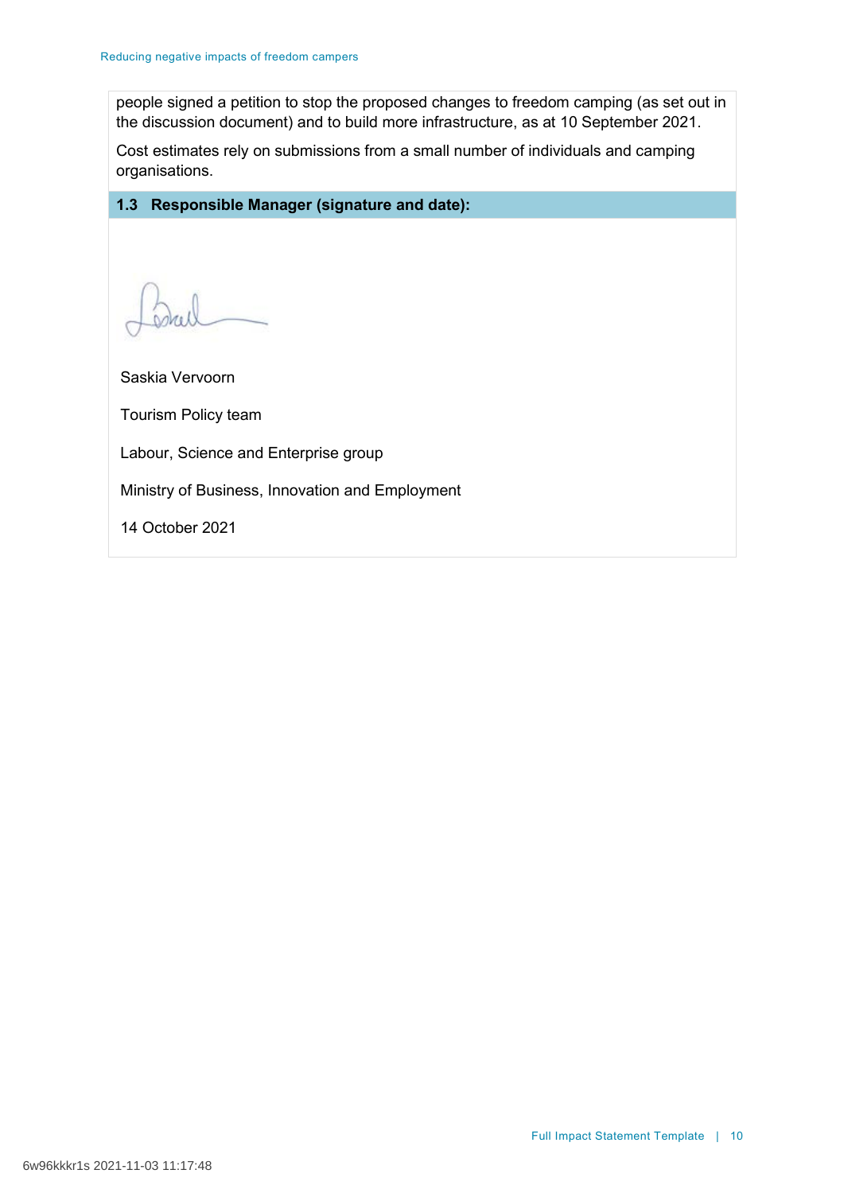people signed a petition to stop the proposed changes to freedom camping (as set out in the discussion document) and to build more infrastructure, as at 10 September 2021.

Cost estimates rely on submissions from a small number of individuals and camping organisations.

### 1.3 Responsible Manager (signature and date):

Saskia Vervoorn

Tourism Policy team

Labour, Science and Enterprise group

Ministry of Business, Innovation and Employment

14 October 2021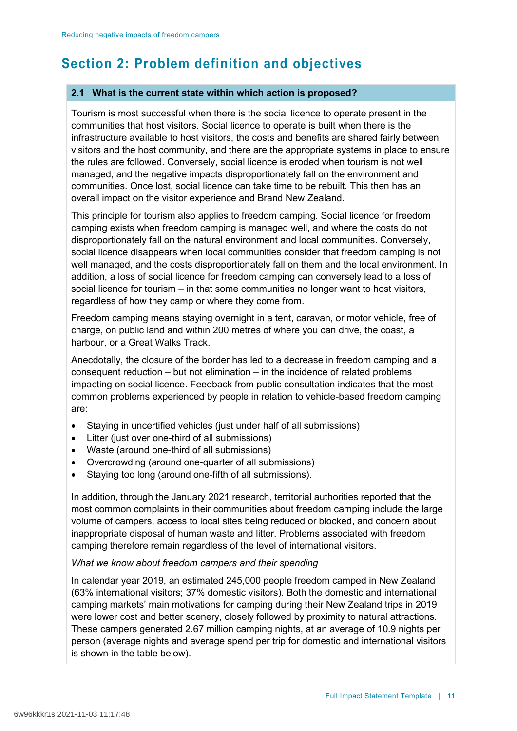# Section 2: Problem definition and objectives

### 2.1 What is the current state within which action is proposed?

Tourism is most successful when there is the social licence to operate present in the communities that host visitors. Social licence to operate is built when there is the infrastructure available to host visitors, the costs and benefits are shared fairly between visitors and the host community, and there are the appropriate systems in place to ensure the rules are followed. Conversely, social licence is eroded when tourism is not well managed, and the negative impacts disproportionately fall on the environment and communities. Once lost, social licence can take time to be rebuilt. This then has an overall impact on the visitor experience and Brand New Zealand.

This principle for tourism also applies to freedom camping. Social licence for freedom camping exists when freedom camping is managed well, and where the costs do not disproportionately fall on the natural environment and local communities. Conversely, social licence disappears when local communities consider that freedom camping is not well managed, and the costs disproportionately fall on them and the local environment. In addition, a loss of social licence for freedom camping can conversely lead to a loss of social licence for tourism – in that some communities no longer want to host visitors, regardless of how they camp or where they come from.

Freedom camping means staying overnight in a tent, caravan, or motor vehicle, free of charge, on public land and within 200 metres of where you can drive, the coast, a harbour, or a Great Walks Track.

Anecdotally, the closure of the border has led to a decrease in freedom camping and a consequent reduction – but not elimination – in the incidence of related problems impacting on social licence. Feedback from public consultation indicates that the most common problems experienced by people in relation to vehicle-based freedom camping are:

- Staying in uncertified vehicles (just under half of all submissions)
- Litter (just over one-third of all submissions)
- Waste (around one-third of all submissions)
- Overcrowding (around one-quarter of all submissions)
- Staying too long (around one-fifth of all submissions).

In addition, through the January 2021 research, territorial authorities reported that the most common complaints in their communities about freedom camping include the large volume of campers, access to local sites being reduced or blocked, and concern about inappropriate disposal of human waste and litter. Problems associated with freedom camping therefore remain regardless of the level of international visitors.

*What we know about freedom campers and their spending*

In calendar year 2019, an estimated 245,000 people freedom camped in New Zealand (63% international visitors; 37% domestic visitors). Both the domestic and international camping markets' main motivations for camping during their New Zealand trips in 2019 were lower cost and better scenery, closely followed by proximity to natural attractions. These campers generated 2.67 million camping nights, at an average of 10.9 nights per person (average nights and average spend per trip for domestic and international visitors is shown in the table below).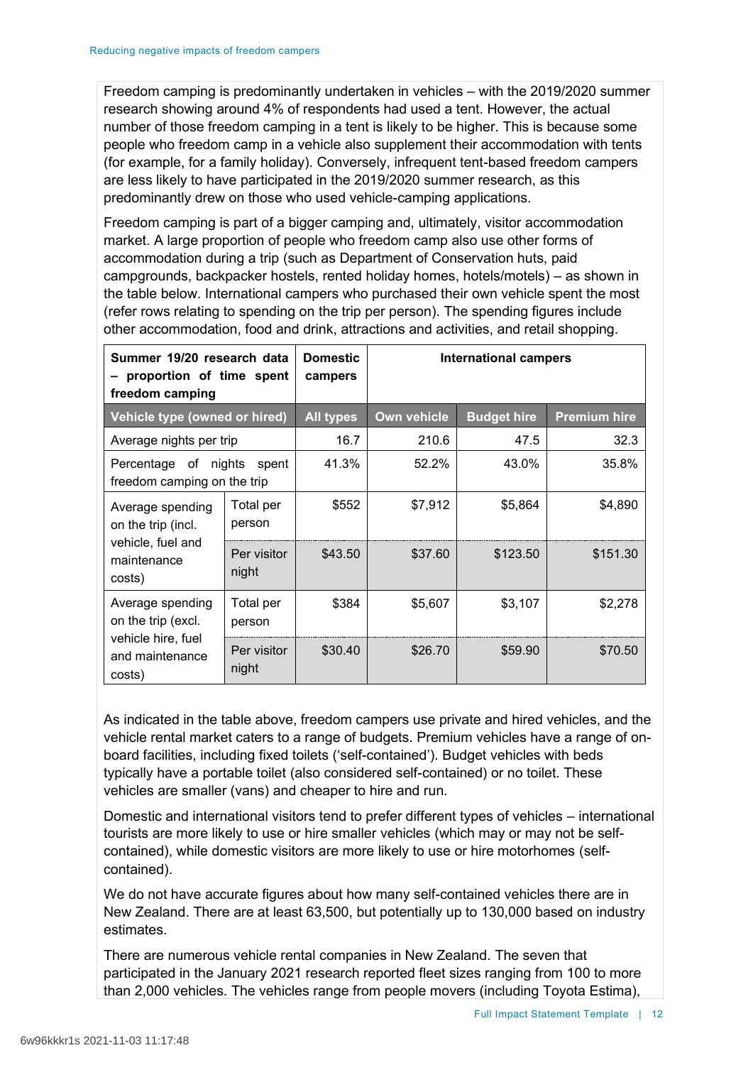Freedom camping is predominantly undertaken in vehicles – with the 2019/2020 summer research showing around 4% of respondents had used a tent. However, the actual number of those freedom camping in a tent is likely to be higher. This is because some people who freedom camp in a vehicle also supplement their accommodation with tents (for example, for a family holiday). Conversely, infrequent tent-based freedom campers are less likely to have participated in the 2019/2020 summer research, as this predominantly drew on those who used vehicle-camping applications.

Freedom camping is part of a bigger camping and, ultimately, visitor accommodation market. A large proportion of people who freedom camp also use other forms of accommodation during a trip (such as Department of Conservation huts, paid campgrounds, backpacker hostels, rented holiday homes, hotels/motels) – as shown in the table below. International campers who purchased their own vehicle spent the most (refer rows relating to spending on the trip per person). The spending figures include other accommodation, food and drink, attractions and activities, and retail shopping.

| **Summer 19/20 research data – proportion of time spent freedom camping** | | **Domestic campers** | **International campers** | | |
|---|---|---|---|---|---|
| **Vehicle type (owned or hired)** | | **All types** | **Own vehicle** | **Budget hire** | **Premium hire** |
| Average nights per trip | | 16.7 | 210.6 | 47.5 | 32.3 |
| Percentage of nights spent freedom camping on the trip | | 41.3% | 52.2% | 43.0% | 35.8% |
| Average spending on the trip (incl. vehicle, fuel and maintenance costs) | Total per person | $552 | $7,912 | $5,864 | $4,890 |
| | Per visitor night | $43.50 | $37.60 | $123.50 | $151.30 |
| Average spending on the trip (excl. vehicle hire, fuel and maintenance costs) | Total per person | $384 | $5,607 | $3,107 | $2,278 |
| | Per visitor night | $30.40 | $26.70 | $59.90 | $70.50 |

As indicated in the table above, freedom campers use private and hired vehicles, and the vehicle rental market caters to a range of budgets. Premium vehicles have a range of on-board facilities, including fixed toilets ('self-contained'). Budget vehicles with beds typically have a portable toilet (also considered self-contained) or no toilet. These vehicles are smaller (vans) and cheaper to hire and run.

Domestic and international visitors tend to prefer different types of vehicles – international tourists are more likely to use or hire smaller vehicles (which may or may not be self-contained), while domestic visitors are more likely to use or hire motorhomes (self-contained).

We do not have accurate figures about how many self-contained vehicles there are in New Zealand. There are at least 63,500, but potentially up to 130,000 based on industry estimates.

There are numerous vehicle rental companies in New Zealand. The seven that participated in the January 2021 research reported fleet sizes ranging from 100 to more than 2,000 vehicles. The vehicles range from people movers (including Toyota Estima),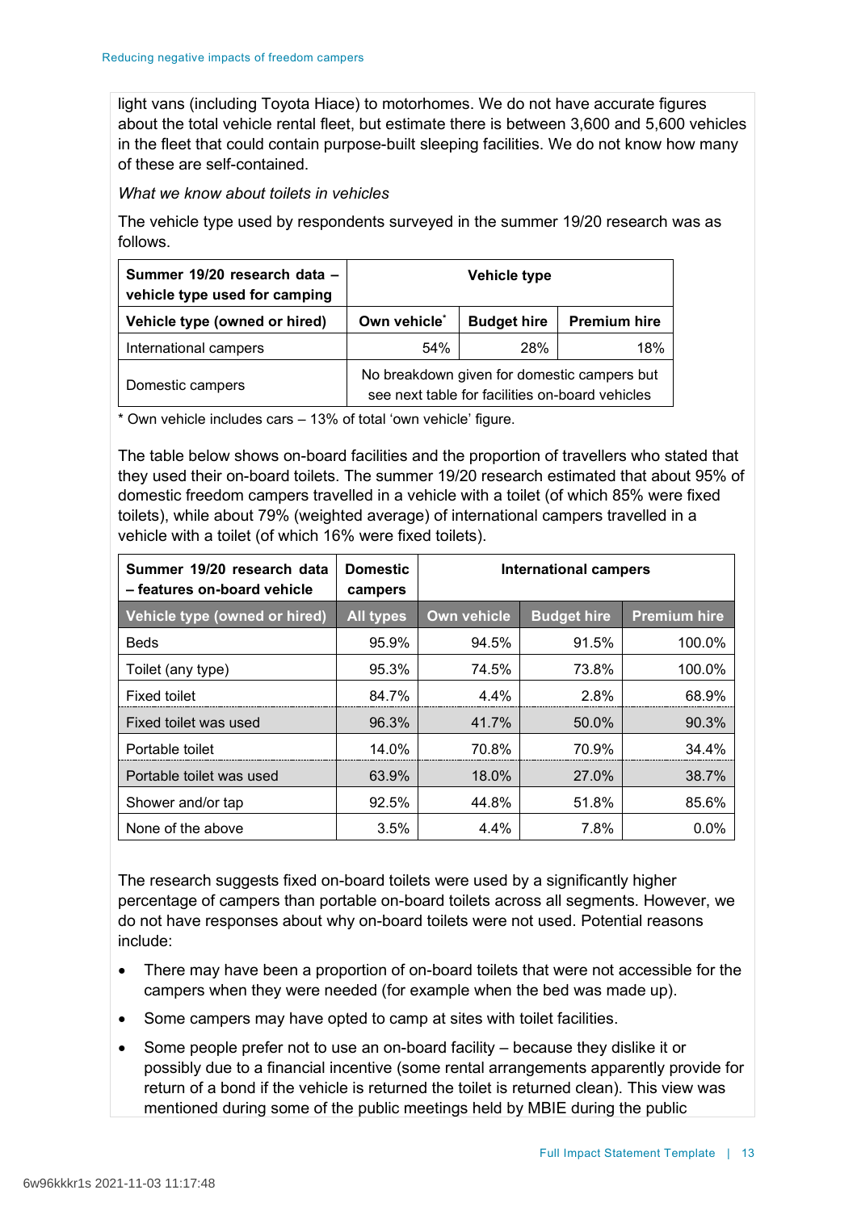light vans (including Toyota Hiace) to motorhomes. We do not have accurate figures about the total vehicle rental fleet, but estimate there is between 3,600 and 5,600 vehicles in the fleet that could contain purpose-built sleeping facilities. We do not know how many of these are self-contained.

*What we know about toilets in vehicles*

The vehicle type used by respondents surveyed in the summer 19/20 research was as follows.

| Summer 19/20 research data – vehicle type used for camping | Vehicle type | | |
|---|---|---|---|
| **Vehicle type (owned or hired)** | **Own vehicle*** | **Budget hire** | **Premium hire** |
| International campers | 54% | 28% | 18% |
| Domestic campers | No breakdown given for domestic campers but see next table for facilities on-board vehicles | | |

\* Own vehicle includes cars – 13% of total 'own vehicle' figure.

The table below shows on-board facilities and the proportion of travellers who stated that they used their on-board toilets. The summer 19/20 research estimated that about 95% of domestic freedom campers travelled in a vehicle with a toilet (of which 85% were fixed toilets), while about 79% (weighted average) of international campers travelled in a vehicle with a toilet (of which 16% were fixed toilets).

| Summer 19/20 research data – features on-board vehicle | Domestic campers | International campers | | |
|---|---|---|---|---|
| **Vehicle type (owned or hired)** | **All types** | **Own vehicle** | **Budget hire** | **Premium hire** |
| Beds | 95.9% | 94.5% | 91.5% | 100.0% |
| Toilet (any type) | 95.3% | 74.5% | 73.8% | 100.0% |
| Fixed toilet | 84.7% | 4.4% | 2.8% | 68.9% |
| Fixed toilet was used | 96.3% | 41.7% | 50.0% | 90.3% |
| Portable toilet | 14.0% | 70.8% | 70.9% | 34.4% |
| Portable toilet was used | 63.9% | 18.0% | 27.0% | 38.7% |
| Shower and/or tap | 92.5% | 44.8% | 51.8% | 85.6% |
| None of the above | 3.5% | 4.4% | 7.8% | 0.0% |

The research suggests fixed on-board toilets were used by a significantly higher percentage of campers than portable on-board toilets across all segments. However, we do not have responses about why on-board toilets were not used. Potential reasons include:

- There may have been a proportion of on-board toilets that were not accessible for the campers when they were needed (for example when the bed was made up).
- Some campers may have opted to camp at sites with toilet facilities.
- Some people prefer not to use an on-board facility – because they dislike it or possibly due to a financial incentive (some rental arrangements apparently provide for return of a bond if the vehicle is returned the toilet is returned clean). This view was mentioned during some of the public meetings held by MBIE during the public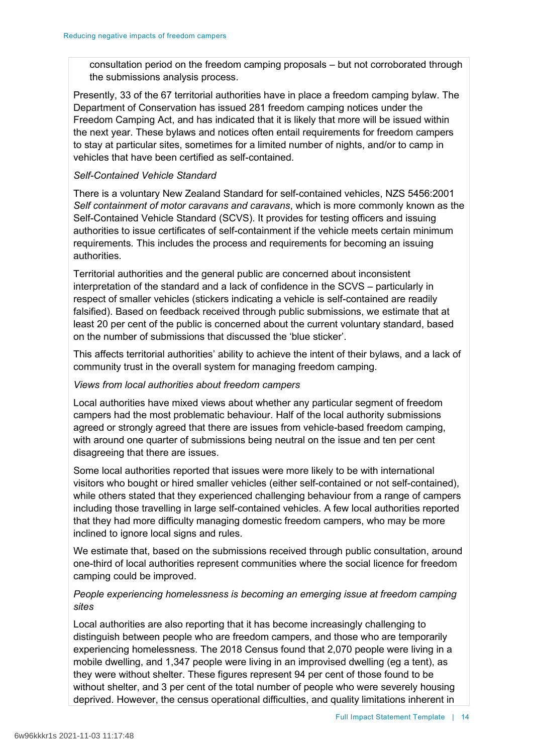consultation period on the freedom camping proposals – but not corroborated through the submissions analysis process.

Presently, 33 of the 67 territorial authorities have in place a freedom camping bylaw. The Department of Conservation has issued 281 freedom camping notices under the Freedom Camping Act, and has indicated that it is likely that more will be issued within the next year. These bylaws and notices often entail requirements for freedom campers to stay at particular sites, sometimes for a limited number of nights, and/or to camp in vehicles that have been certified as self-contained.

*Self-Contained Vehicle Standard*

There is a voluntary New Zealand Standard for self-contained vehicles, NZS 5456:2001 *Self containment of motor caravans and caravans*, which is more commonly known as the Self-Contained Vehicle Standard (SCVS). It provides for testing officers and issuing authorities to issue certificates of self-containment if the vehicle meets certain minimum requirements. This includes the process and requirements for becoming an issuing authorities.

Territorial authorities and the general public are concerned about inconsistent interpretation of the standard and a lack of confidence in the SCVS – particularly in respect of smaller vehicles (stickers indicating a vehicle is self-contained are readily falsified). Based on feedback received through public submissions, we estimate that at least 20 per cent of the public is concerned about the current voluntary standard, based on the number of submissions that discussed the 'blue sticker'.

This affects territorial authorities' ability to achieve the intent of their bylaws, and a lack of community trust in the overall system for managing freedom camping.

*Views from local authorities about freedom campers*

Local authorities have mixed views about whether any particular segment of freedom campers had the most problematic behaviour. Half of the local authority submissions agreed or strongly agreed that there are issues from vehicle-based freedom camping, with around one quarter of submissions being neutral on the issue and ten per cent disagreeing that there are issues.

Some local authorities reported that issues were more likely to be with international visitors who bought or hired smaller vehicles (either self-contained or not self-contained), while others stated that they experienced challenging behaviour from a range of campers including those travelling in large self-contained vehicles. A few local authorities reported that they had more difficulty managing domestic freedom campers, who may be more inclined to ignore local signs and rules.

We estimate that, based on the submissions received through public consultation, around one-third of local authorities represent communities where the social licence for freedom camping could be improved.

*People experiencing homelessness is becoming an emerging issue at freedom camping sites*

Local authorities are also reporting that it has become increasingly challenging to distinguish between people who are freedom campers, and those who are temporarily experiencing homelessness. The 2018 Census found that 2,070 people were living in a mobile dwelling, and 1,347 people were living in an improvised dwelling (eg a tent), as they were without shelter. These figures represent 94 per cent of those found to be without shelter, and 3 per cent of the total number of people who were severely housing deprived. However, the census operational difficulties, and quality limitations inherent in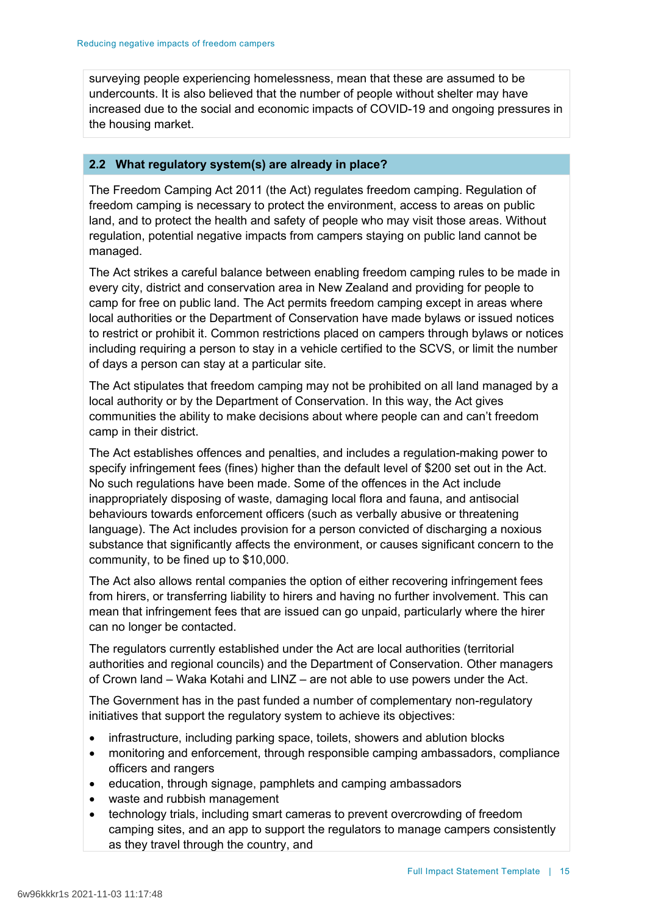surveying people experiencing homelessness, mean that these are assumed to be undercounts. It is also believed that the number of people without shelter may have increased due to the social and economic impacts of COVID-19 and ongoing pressures in the housing market.

### 2.2 What regulatory system(s) are already in place?

The Freedom Camping Act 2011 (the Act) regulates freedom camping. Regulation of freedom camping is necessary to protect the environment, access to areas on public land, and to protect the health and safety of people who may visit those areas. Without regulation, potential negative impacts from campers staying on public land cannot be managed.

The Act strikes a careful balance between enabling freedom camping rules to be made in every city, district and conservation area in New Zealand and providing for people to camp for free on public land. The Act permits freedom camping except in areas where local authorities or the Department of Conservation have made bylaws or issued notices to restrict or prohibit it. Common restrictions placed on campers through bylaws or notices including requiring a person to stay in a vehicle certified to the SCVS, or limit the number of days a person can stay at a particular site.

The Act stipulates that freedom camping may not be prohibited on all land managed by a local authority or by the Department of Conservation. In this way, the Act gives communities the ability to make decisions about where people can and can't freedom camp in their district.

The Act establishes offences and penalties, and includes a regulation-making power to specify infringement fees (fines) higher than the default level of $200 set out in the Act. No such regulations have been made. Some of the offences in the Act include inappropriately disposing of waste, damaging local flora and fauna, and antisocial behaviours towards enforcement officers (such as verbally abusive or threatening language). The Act includes provision for a person convicted of discharging a noxious substance that significantly affects the environment, or causes significant concern to the community, to be fined up to $10,000.

The Act also allows rental companies the option of either recovering infringement fees from hirers, or transferring liability to hirers and having no further involvement. This can mean that infringement fees that are issued can go unpaid, particularly where the hirer can no longer be contacted.

The regulators currently established under the Act are local authorities (territorial authorities and regional councils) and the Department of Conservation. Other managers of Crown land – Waka Kotahi and LINZ – are not able to use powers under the Act.

The Government has in the past funded a number of complementary non-regulatory initiatives that support the regulatory system to achieve its objectives:

- infrastructure, including parking space, toilets, showers and ablution blocks
- monitoring and enforcement, through responsible camping ambassadors, compliance officers and rangers
- education, through signage, pamphlets and camping ambassadors
- waste and rubbish management
- technology trials, including smart cameras to prevent overcrowding of freedom camping sites, and an app to support the regulators to manage campers consistently as they travel through the country, and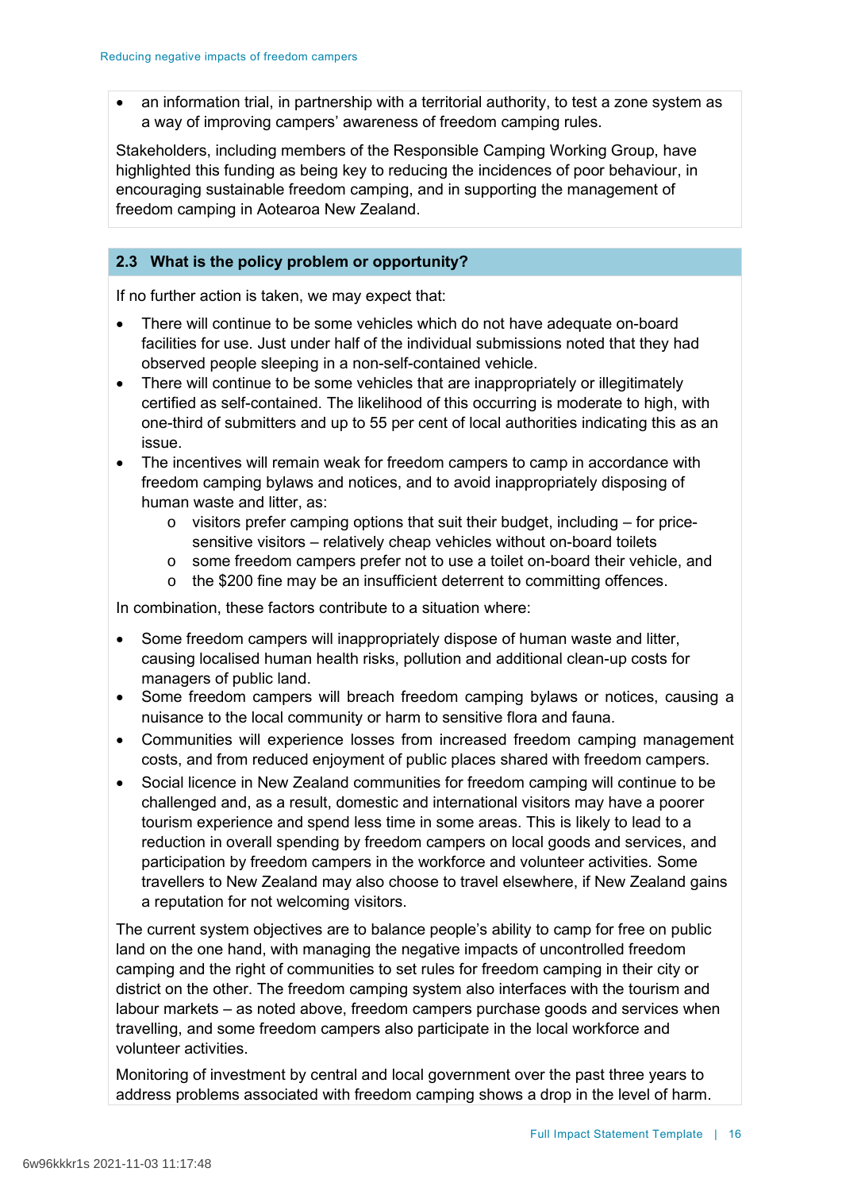- an information trial, in partnership with a territorial authority, to test a zone system as a way of improving campers' awareness of freedom camping rules.

Stakeholders, including members of the Responsible Camping Working Group, have highlighted this funding as being key to reducing the incidences of poor behaviour, in encouraging sustainable freedom camping, and in supporting the management of freedom camping in Aotearoa New Zealand.

## 2.3 What is the policy problem or opportunity?

If no further action is taken, we may expect that:

- There will continue to be some vehicles which do not have adequate on-board facilities for use. Just under half of the individual submissions noted that they had observed people sleeping in a non-self-contained vehicle.
- There will continue to be some vehicles that are inappropriately or illegitimately certified as self-contained. The likelihood of this occurring is moderate to high, with one-third of submitters and up to 55 per cent of local authorities indicating this as an issue.
- The incentives will remain weak for freedom campers to camp in accordance with freedom camping bylaws and notices, and to avoid inappropriately disposing of human waste and litter, as:
  - visitors prefer camping options that suit their budget, including – for price-sensitive visitors – relatively cheap vehicles without on-board toilets
  - some freedom campers prefer not to use a toilet on-board their vehicle, and
  - the $200 fine may be an insufficient deterrent to committing offences.

In combination, these factors contribute to a situation where:

- Some freedom campers will inappropriately dispose of human waste and litter, causing localised human health risks, pollution and additional clean-up costs for managers of public land.
- Some freedom campers will breach freedom camping bylaws or notices, causing a nuisance to the local community or harm to sensitive flora and fauna.
- Communities will experience losses from increased freedom camping management costs, and from reduced enjoyment of public places shared with freedom campers.
- Social licence in New Zealand communities for freedom camping will continue to be challenged and, as a result, domestic and international visitors may have a poorer tourism experience and spend less time in some areas. This is likely to lead to a reduction in overall spending by freedom campers on local goods and services, and participation by freedom campers in the workforce and volunteer activities. Some travellers to New Zealand may also choose to travel elsewhere, if New Zealand gains a reputation for not welcoming visitors.

The current system objectives are to balance people's ability to camp for free on public land on the one hand, with managing the negative impacts of uncontrolled freedom camping and the right of communities to set rules for freedom camping in their city or district on the other. The freedom camping system also interfaces with the tourism and labour markets – as noted above, freedom campers purchase goods and services when travelling, and some freedom campers also participate in the local workforce and volunteer activities.

Monitoring of investment by central and local government over the past three years to address problems associated with freedom camping shows a drop in the level of harm.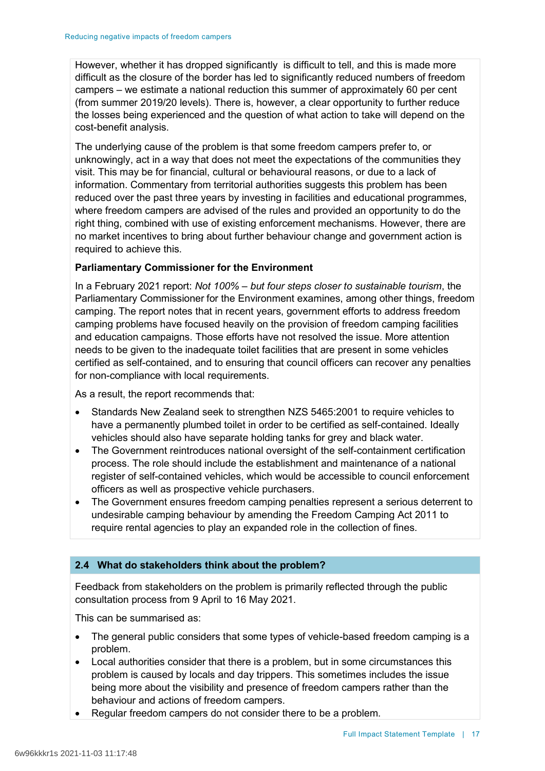However, whether it has dropped significantly is difficult to tell, and this is made more difficult as the closure of the border has led to significantly reduced numbers of freedom campers – we estimate a national reduction this summer of approximately 60 per cent (from summer 2019/20 levels). There is, however, a clear opportunity to further reduce the losses being experienced and the question of what action to take will depend on the cost-benefit analysis.

The underlying cause of the problem is that some freedom campers prefer to, or unknowingly, act in a way that does not meet the expectations of the communities they visit. This may be for financial, cultural or behavioural reasons, or due to a lack of information. Commentary from territorial authorities suggests this problem has been reduced over the past three years by investing in facilities and educational programmes, where freedom campers are advised of the rules and provided an opportunity to do the right thing, combined with use of existing enforcement mechanisms. However, there are no market incentives to bring about further behaviour change and government action is required to achieve this.

**Parliamentary Commissioner for the Environment**

In a February 2021 report: *Not 100% – but four steps closer to sustainable tourism*, the Parliamentary Commissioner for the Environment examines, among other things, freedom camping. The report notes that in recent years, government efforts to address freedom camping problems have focused heavily on the provision of freedom camping facilities and education campaigns. Those efforts have not resolved the issue. More attention needs to be given to the inadequate toilet facilities that are present in some vehicles certified as self-contained, and to ensuring that council officers can recover any penalties for non-compliance with local requirements.

As a result, the report recommends that:

- Standards New Zealand seek to strengthen NZS 5465:2001 to require vehicles to have a permanently plumbed toilet in order to be certified as self-contained. Ideally vehicles should also have separate holding tanks for grey and black water.
- The Government reintroduces national oversight of the self-containment certification process. The role should include the establishment and maintenance of a national register of self-contained vehicles, which would be accessible to council enforcement officers as well as prospective vehicle purchasers.
- The Government ensures freedom camping penalties represent a serious deterrent to undesirable camping behaviour by amending the Freedom Camping Act 2011 to require rental agencies to play an expanded role in the collection of fines.

## 2.4 What do stakeholders think about the problem?

Feedback from stakeholders on the problem is primarily reflected through the public consultation process from 9 April to 16 May 2021.

This can be summarised as:

- The general public considers that some types of vehicle-based freedom camping is a problem.
- Local authorities consider that there is a problem, but in some circumstances this problem is caused by locals and day trippers. This sometimes includes the issue being more about the visibility and presence of freedom campers rather than the behaviour and actions of freedom campers.
- Regular freedom campers do not consider there to be a problem.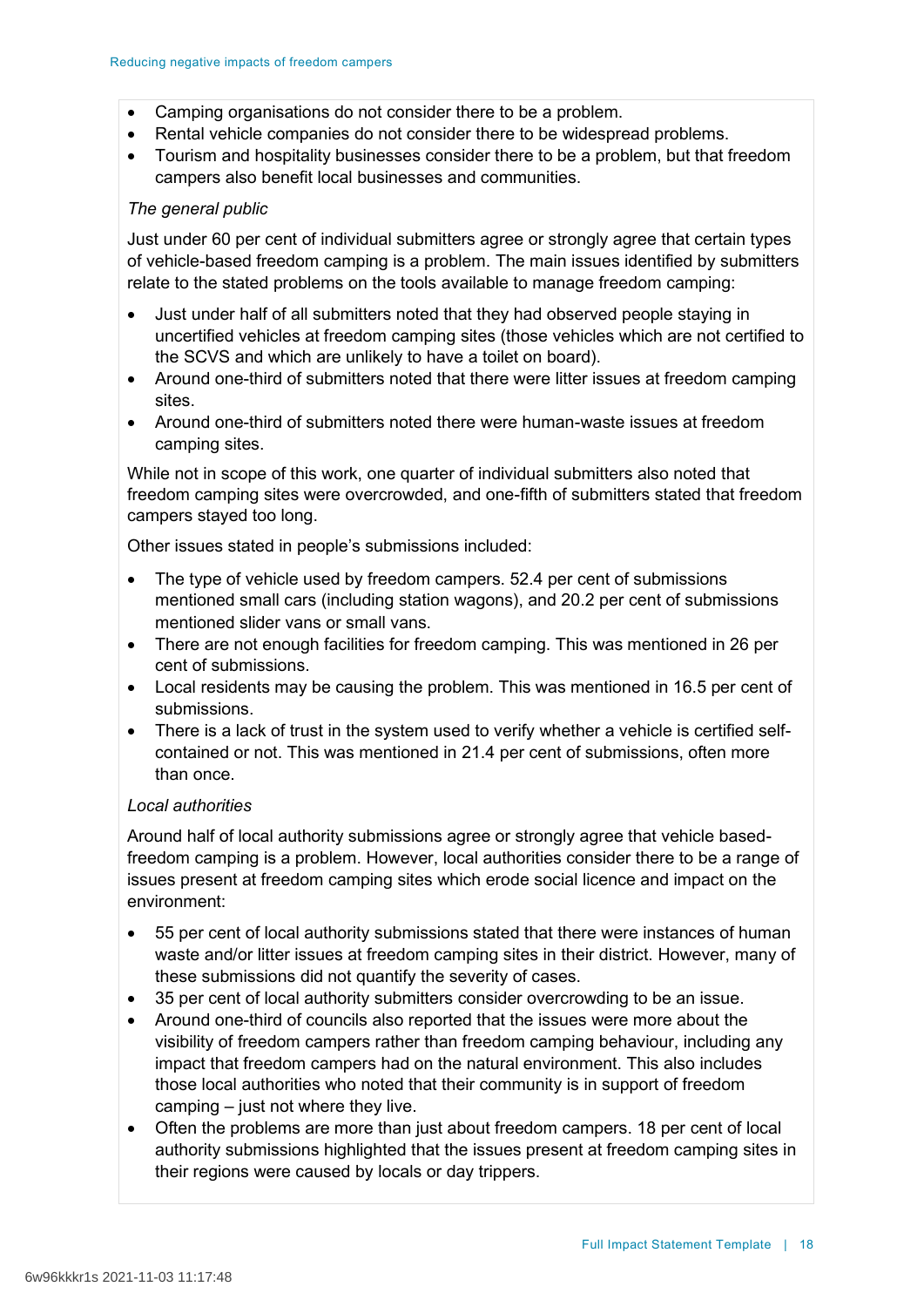- Camping organisations do not consider there to be a problem.
- Rental vehicle companies do not consider there to be widespread problems.
- Tourism and hospitality businesses consider there to be a problem, but that freedom campers also benefit local businesses and communities.

*The general public*

Just under 60 per cent of individual submitters agree or strongly agree that certain types of vehicle-based freedom camping is a problem. The main issues identified by submitters relate to the stated problems on the tools available to manage freedom camping:

- Just under half of all submitters noted that they had observed people staying in uncertified vehicles at freedom camping sites (those vehicles which are not certified to the SCVS and which are unlikely to have a toilet on board).
- Around one-third of submitters noted that there were litter issues at freedom camping sites.
- Around one-third of submitters noted there were human-waste issues at freedom camping sites.

While not in scope of this work, one quarter of individual submitters also noted that freedom camping sites were overcrowded, and one-fifth of submitters stated that freedom campers stayed too long.

Other issues stated in people's submissions included:

- The type of vehicle used by freedom campers. 52.4 per cent of submissions mentioned small cars (including station wagons), and 20.2 per cent of submissions mentioned slider vans or small vans.
- There are not enough facilities for freedom camping. This was mentioned in 26 per cent of submissions.
- Local residents may be causing the problem. This was mentioned in 16.5 per cent of submissions.
- There is a lack of trust in the system used to verify whether a vehicle is certified self-contained or not. This was mentioned in 21.4 per cent of submissions, often more than once.

*Local authorities*

Around half of local authority submissions agree or strongly agree that vehicle based-freedom camping is a problem. However, local authorities consider there to be a range of issues present at freedom camping sites which erode social licence and impact on the environment:

- 55 per cent of local authority submissions stated that there were instances of human waste and/or litter issues at freedom camping sites in their district. However, many of these submissions did not quantify the severity of cases.
- 35 per cent of local authority submitters consider overcrowding to be an issue.
- Around one-third of councils also reported that the issues were more about the visibility of freedom campers rather than freedom camping behaviour, including any impact that freedom campers had on the natural environment. This also includes those local authorities who noted that their community is in support of freedom camping – just not where they live.
- Often the problems are more than just about freedom campers. 18 per cent of local authority submissions highlighted that the issues present at freedom camping sites in their regions were caused by locals or day trippers.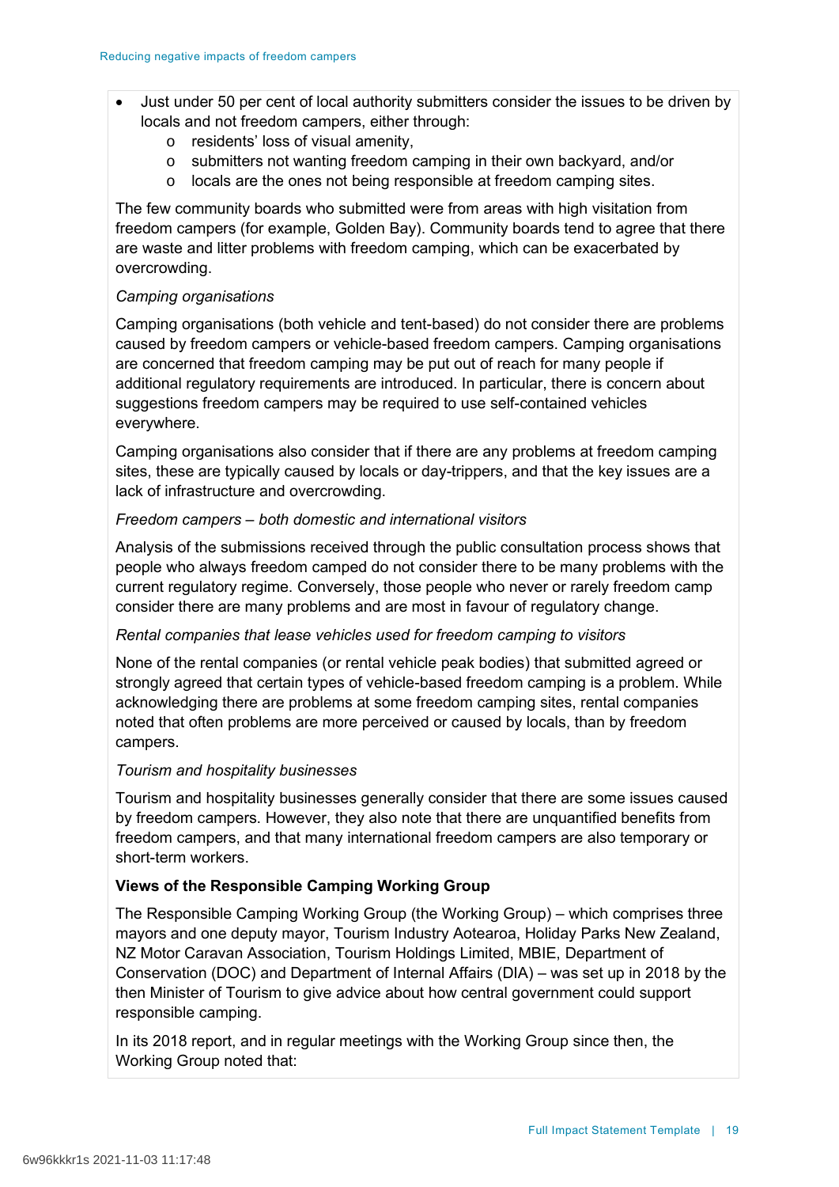- Just under 50 per cent of local authority submitters consider the issues to be driven by locals and not freedom campers, either through:
    - residents' loss of visual amenity,
    - submitters not wanting freedom camping in their own backyard, and/or
    - locals are the ones not being responsible at freedom camping sites.

The few community boards who submitted were from areas with high visitation from freedom campers (for example, Golden Bay). Community boards tend to agree that there are waste and litter problems with freedom camping, which can be exacerbated by overcrowding.

*Camping organisations*

Camping organisations (both vehicle and tent-based) do not consider there are problems caused by freedom campers or vehicle-based freedom campers. Camping organisations are concerned that freedom camping may be put out of reach for many people if additional regulatory requirements are introduced. In particular, there is concern about suggestions freedom campers may be required to use self-contained vehicles everywhere.

Camping organisations also consider that if there are any problems at freedom camping sites, these are typically caused by locals or day-trippers, and that the key issues are a lack of infrastructure and overcrowding.

*Freedom campers – both domestic and international visitors*

Analysis of the submissions received through the public consultation process shows that people who always freedom camped do not consider there to be many problems with the current regulatory regime. Conversely, those people who never or rarely freedom camp consider there are many problems and are most in favour of regulatory change.

*Rental companies that lease vehicles used for freedom camping to visitors*

None of the rental companies (or rental vehicle peak bodies) that submitted agreed or strongly agreed that certain types of vehicle-based freedom camping is a problem. While acknowledging there are problems at some freedom camping sites, rental companies noted that often problems are more perceived or caused by locals, than by freedom campers.

*Tourism and hospitality businesses*

Tourism and hospitality businesses generally consider that there are some issues caused by freedom campers. However, they also note that there are unquantified benefits from freedom campers, and that many international freedom campers are also temporary or short-term workers.

**Views of the Responsible Camping Working Group**

The Responsible Camping Working Group (the Working Group) – which comprises three mayors and one deputy mayor, Tourism Industry Aotearoa, Holiday Parks New Zealand, NZ Motor Caravan Association, Tourism Holdings Limited, MBIE, Department of Conservation (DOC) and Department of Internal Affairs (DIA) – was set up in 2018 by the then Minister of Tourism to give advice about how central government could support responsible camping.

In its 2018 report, and in regular meetings with the Working Group since then, the Working Group noted that: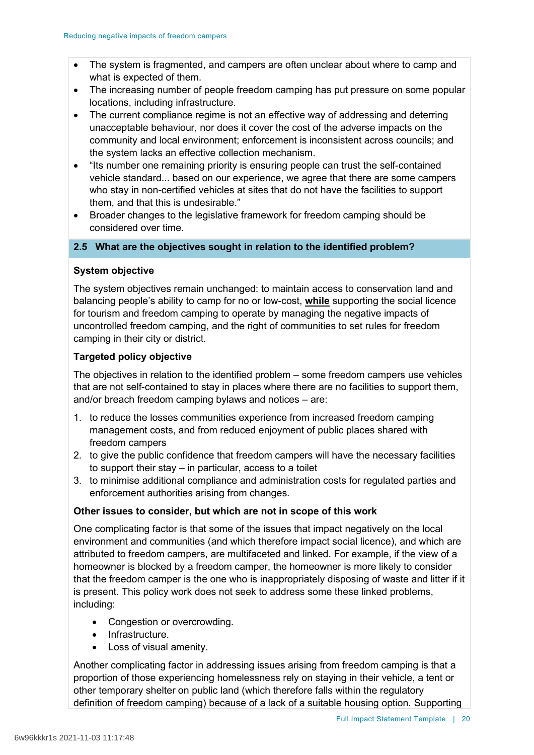- The system is fragmented, and campers are often unclear about where to camp and what is expected of them.
- The increasing number of people freedom camping has put pressure on some popular locations, including infrastructure.
- The current compliance regime is not an effective way of addressing and deterring unacceptable behaviour, nor does it cover the cost of the adverse impacts on the community and local environment; enforcement is inconsistent across councils; and the system lacks an effective collection mechanism.
- "Its number one remaining priority is ensuring people can trust the self-contained vehicle standard... based on our experience, we agree that there are some campers who stay in non-certified vehicles at sites that do not have the facilities to support them, and that this is undesirable."
- Broader changes to the legislative framework for freedom camping should be considered over time.

## 2.5 What are the objectives sought in relation to the identified problem?

**System objective**

The system objectives remain unchanged: to maintain access to conservation land and balancing people's ability to camp for no or low-cost, **while** supporting the social licence for tourism and freedom camping to operate by managing the negative impacts of uncontrolled freedom camping, and the right of communities to set rules for freedom camping in their city or district.

**Targeted policy objective**

The objectives in relation to the identified problem – some freedom campers use vehicles that are not self-contained to stay in places where there are no facilities to support them, and/or breach freedom camping bylaws and notices – are:

1. to reduce the losses communities experience from increased freedom camping management costs, and from reduced enjoyment of public places shared with freedom campers
2. to give the public confidence that freedom campers will have the necessary facilities to support their stay – in particular, access to a toilet
3. to minimise additional compliance and administration costs for regulated parties and enforcement authorities arising from changes.

**Other issues to consider, but which are not in scope of this work**

One complicating factor is that some of the issues that impact negatively on the local environment and communities (and which therefore impact social licence), and which are attributed to freedom campers, are multifaceted and linked. For example, if the view of a homeowner is blocked by a freedom camper, the homeowner is more likely to consider that the freedom camper is the one who is inappropriately disposing of waste and litter if it is present. This policy work does not seek to address some these linked problems, including:

- Congestion or overcrowding.
- Infrastructure.
- Loss of visual amenity.

Another complicating factor in addressing issues arising from freedom camping is that a proportion of those experiencing homelessness rely on staying in their vehicle, a tent or other temporary shelter on public land (which therefore falls within the regulatory definition of freedom camping) because of a lack of a suitable housing option. Supporting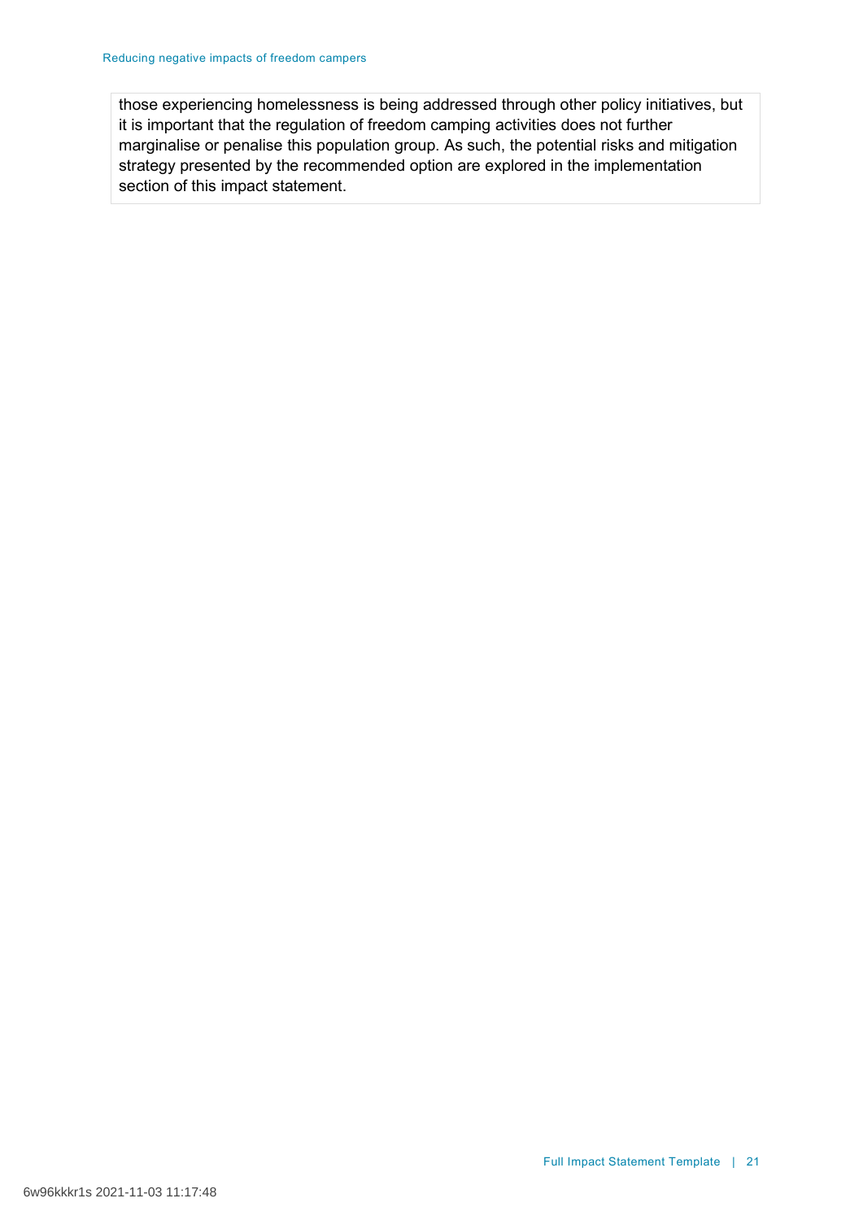those experiencing homelessness is being addressed through other policy initiatives, but it is important that the regulation of freedom camping activities does not further marginalise or penalise this population group. As such, the potential risks and mitigation strategy presented by the recommended option are explored in the implementation section of this impact statement.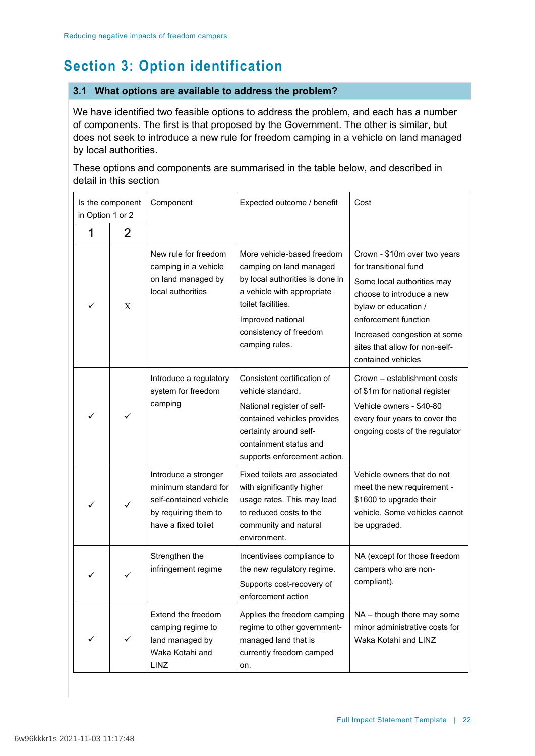# Section 3: Option identification

## 3.1 What options are available to address the problem?

We have identified two feasible options to address the problem, and each has a number of components. The first is that proposed by the Government. The other is similar, but does not seek to introduce a new rule for freedom camping in a vehicle on land managed by local authorities.

These options and components are summarised in the table below, and described in detail in this section

| Is the component in Option 1 or 2 | | Component | Expected outcome / benefit | Cost |
|---|---|---|---|---|
| 1 | 2 | | | |
| ✓ | X | New rule for freedom camping in a vehicle on land managed by local authorities | More vehicle-based freedom camping on land managed by local authorities is done in a vehicle with appropriate toilet facilities.<br>Improved national consistency of freedom camping rules. | Crown - $10m over two years for transitional fund<br>Some local authorities may choose to introduce a new bylaw or education / enforcement function<br>Increased congestion at some sites that allow for non-self-contained vehicles |
| ✓ | ✓ | Introduce a regulatory system for freedom camping | Consistent certification of vehicle standard.<br>National register of self-contained vehicles provides certainty around self-containment status and supports enforcement action. | Crown – establishment costs of $1m for national register<br>Vehicle owners - $40-80 every four years to cover the ongoing costs of the regulator |
| ✓ | ✓ | Introduce a stronger minimum standard for self-contained vehicle by requiring them to have a fixed toilet | Fixed toilets are associated with significantly higher usage rates. This may lead to reduced costs to the community and natural environment. | Vehicle owners that do not meet the new requirement - $1600 to upgrade their vehicle. Some vehicles cannot be upgraded. |
| ✓ | ✓ | Strengthen the infringement regime | Incentivises compliance to the new regulatory regime.<br>Supports cost-recovery of enforcement action | NA (except for those freedom campers who are non-compliant). |
| ✓ | ✓ | Extend the freedom camping regime to land managed by Waka Kotahi and LINZ | Applies the freedom camping regime to other government-managed land that is currently freedom camped on. | NA – though there may some minor administrative costs for Waka Kotahi and LINZ |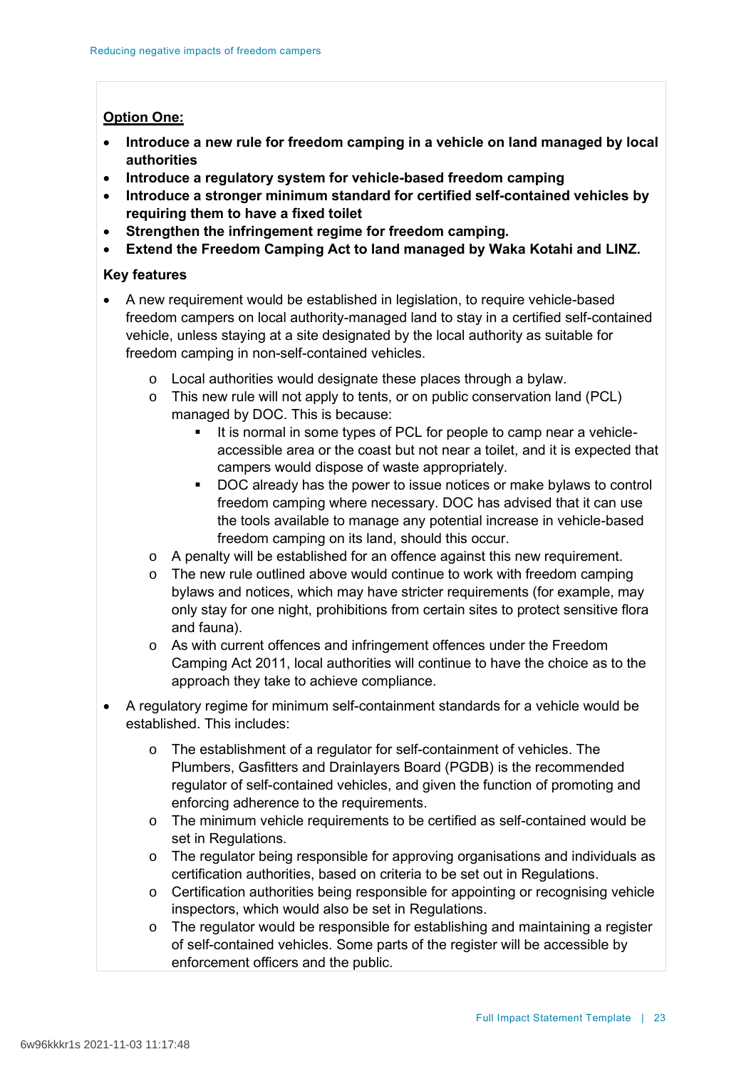**Option One:**

- **Introduce a new rule for freedom camping in a vehicle on land managed by local authorities**
- **Introduce a regulatory system for vehicle-based freedom camping**
- **Introduce a stronger minimum standard for certified self-contained vehicles by requiring them to have a fixed toilet**
- **Strengthen the infringement regime for freedom camping.**
- **Extend the Freedom Camping Act to land managed by Waka Kotahi and LINZ.**

**Key features**

- A new requirement would be established in legislation, to require vehicle-based freedom campers on local authority-managed land to stay in a certified self-contained vehicle, unless staying at a site designated by the local authority as suitable for freedom camping in non-self-contained vehicles.
    - Local authorities would designate these places through a bylaw.
    - This new rule will not apply to tents, or on public conservation land (PCL) managed by DOC. This is because:
        - It is normal in some types of PCL for people to camp near a vehicle-accessible area or the coast but not near a toilet, and it is expected that campers would dispose of waste appropriately.
        - DOC already has the power to issue notices or make bylaws to control freedom camping where necessary. DOC has advised that it can use the tools available to manage any potential increase in vehicle-based freedom camping on its land, should this occur.
    - A penalty will be established for an offence against this new requirement.
    - The new rule outlined above would continue to work with freedom camping bylaws and notices, which may have stricter requirements (for example, may only stay for one night, prohibitions from certain sites to protect sensitive flora and fauna).
    - As with current offences and infringement offences under the Freedom Camping Act 2011, local authorities will continue to have the choice as to the approach they take to achieve compliance.
- A regulatory regime for minimum self-containment standards for a vehicle would be established. This includes:
    - The establishment of a regulator for self-containment of vehicles. The Plumbers, Gasfitters and Drainlayers Board (PGDB) is the recommended regulator of self-contained vehicles, and given the function of promoting and enforcing adherence to the requirements.
    - The minimum vehicle requirements to be certified as self-contained would be set in Regulations.
    - The regulator being responsible for approving organisations and individuals as certification authorities, based on criteria to be set out in Regulations.
    - Certification authorities being responsible for appointing or recognising vehicle inspectors, which would also be set in Regulations.
    - The regulator would be responsible for establishing and maintaining a register of self-contained vehicles. Some parts of the register will be accessible by enforcement officers and the public.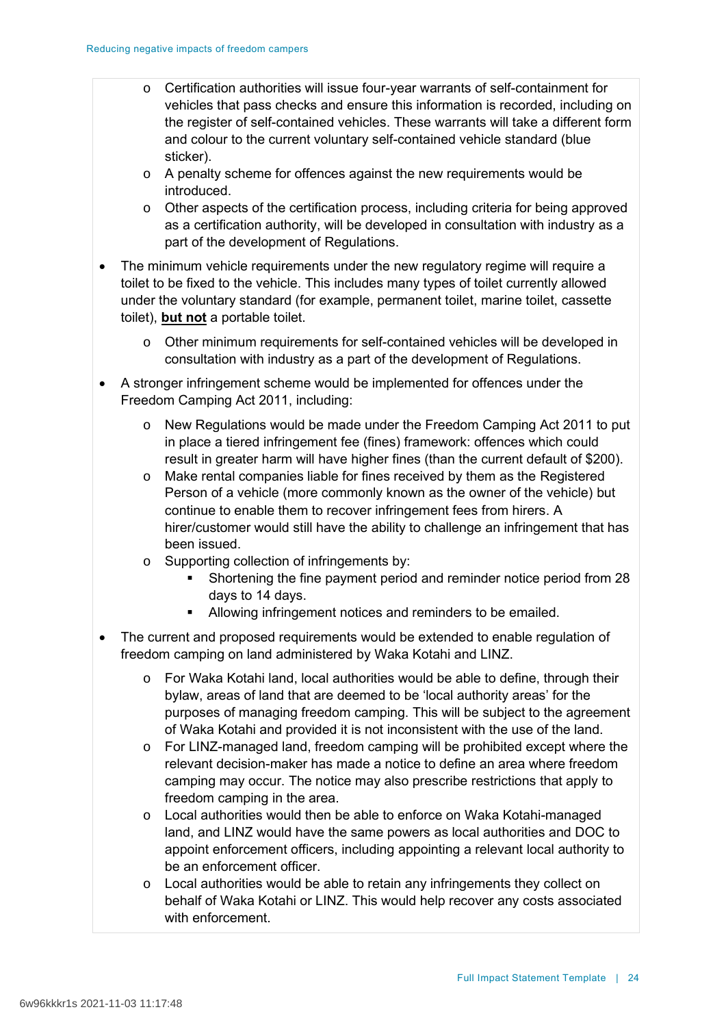- Certification authorities will issue four-year warrants of self-containment for vehicles that pass checks and ensure this information is recorded, including on the register of self-contained vehicles. These warrants will take a different form and colour to the current voluntary self-contained vehicle standard (blue sticker).
  - A penalty scheme for offences against the new requirements would be introduced.
  - Other aspects of the certification process, including criteria for being approved as a certification authority, will be developed in consultation with industry as a part of the development of Regulations.

- The minimum vehicle requirements under the new regulatory regime will require a toilet to be fixed to the vehicle. This includes many types of toilet currently allowed under the voluntary standard (for example, permanent toilet, marine toilet, cassette toilet), **<u>but not</u>** a portable toilet.
  - Other minimum requirements for self-contained vehicles will be developed in consultation with industry as a part of the development of Regulations.

- A stronger infringement scheme would be implemented for offences under the Freedom Camping Act 2011, including:
  - New Regulations would be made under the Freedom Camping Act 2011 to put in place a tiered infringement fee (fines) framework: offences which could result in greater harm will have higher fines (than the current default of $200).
  - Make rental companies liable for fines received by them as the Registered Person of a vehicle (more commonly known as the owner of the vehicle) but continue to enable them to recover infringement fees from hirers. A hirer/customer would still have the ability to challenge an infringement that has been issued.
  - Supporting collection of infringements by:
    - Shortening the fine payment period and reminder notice period from 28 days to 14 days.
    - Allowing infringement notices and reminders to be emailed.

- The current and proposed requirements would be extended to enable regulation of freedom camping on land administered by Waka Kotahi and LINZ.
  - For Waka Kotahi land, local authorities would be able to define, through their bylaw, areas of land that are deemed to be 'local authority areas' for the purposes of managing freedom camping. This will be subject to the agreement of Waka Kotahi and provided it is not inconsistent with the use of the land.
  - For LINZ-managed land, freedom camping will be prohibited except where the relevant decision-maker has made a notice to define an area where freedom camping may occur. The notice may also prescribe restrictions that apply to freedom camping in the area.
  - Local authorities would then be able to enforce on Waka Kotahi-managed land, and LINZ would have the same powers as local authorities and DOC to appoint enforcement officers, including appointing a relevant local authority to be an enforcement officer.
  - Local authorities would be able to retain any infringements they collect on behalf of Waka Kotahi or LINZ. This would help recover any costs associated with enforcement.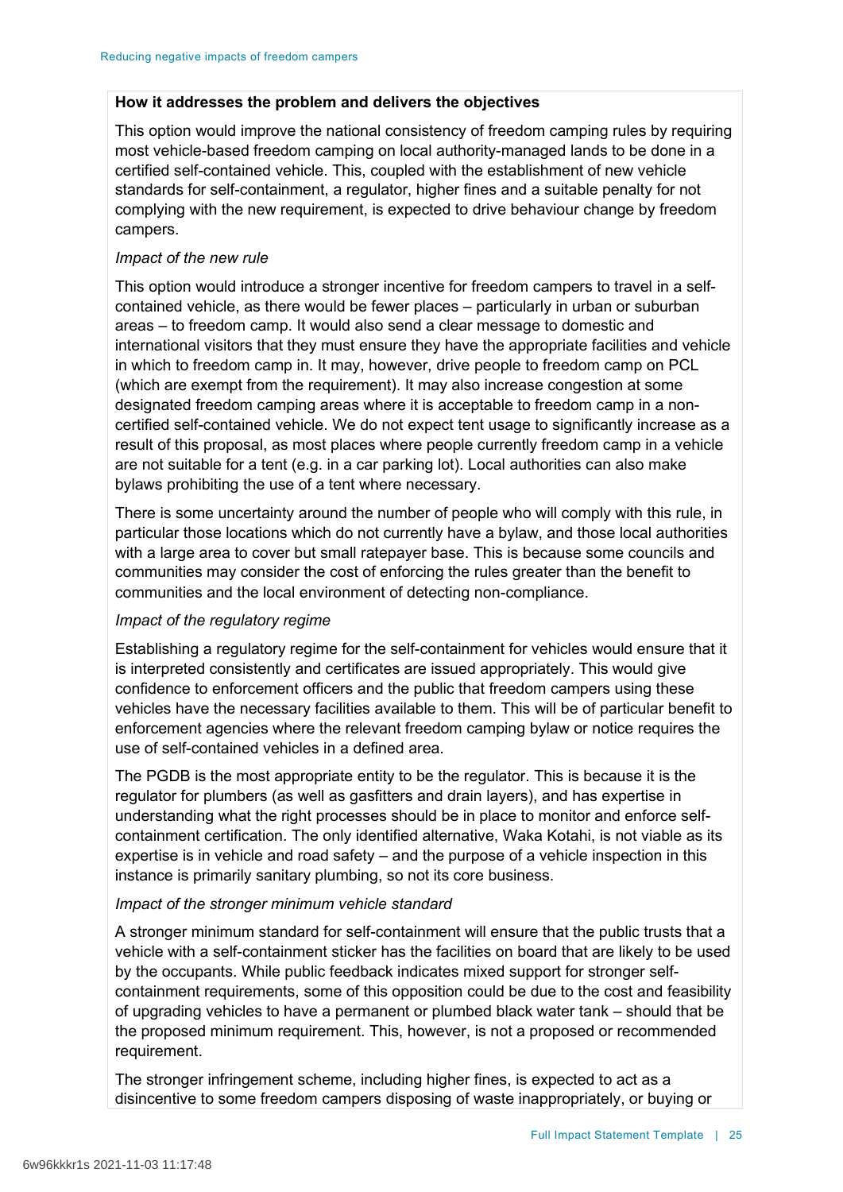**How it addresses the problem and delivers the objectives**

This option would improve the national consistency of freedom camping rules by requiring most vehicle-based freedom camping on local authority-managed lands to be done in a certified self-contained vehicle. This, coupled with the establishment of new vehicle standards for self-containment, a regulator, higher fines and a suitable penalty for not complying with the new requirement, is expected to drive behaviour change by freedom campers.

*Impact of the new rule*

This option would introduce a stronger incentive for freedom campers to travel in a self-contained vehicle, as there would be fewer places – particularly in urban or suburban areas – to freedom camp. It would also send a clear message to domestic and international visitors that they must ensure they have the appropriate facilities and vehicle in which to freedom camp in. It may, however, drive people to freedom camp on PCL (which are exempt from the requirement). It may also increase congestion at some designated freedom camping areas where it is acceptable to freedom camp in a non-certified self-contained vehicle. We do not expect tent usage to significantly increase as a result of this proposal, as most places where people currently freedom camp in a vehicle are not suitable for a tent (e.g. in a car parking lot). Local authorities can also make bylaws prohibiting the use of a tent where necessary.

There is some uncertainty around the number of people who will comply with this rule, in particular those locations which do not currently have a bylaw, and those local authorities with a large area to cover but small ratepayer base. This is because some councils and communities may consider the cost of enforcing the rules greater than the benefit to communities and the local environment of detecting non-compliance.

*Impact of the regulatory regime*

Establishing a regulatory regime for the self-containment for vehicles would ensure that it is interpreted consistently and certificates are issued appropriately. This would give confidence to enforcement officers and the public that freedom campers using these vehicles have the necessary facilities available to them. This will be of particular benefit to enforcement agencies where the relevant freedom camping bylaw or notice requires the use of self-contained vehicles in a defined area.

The PGDB is the most appropriate entity to be the regulator. This is because it is the regulator for plumbers (as well as gasfitters and drain layers), and has expertise in understanding what the right processes should be in place to monitor and enforce self-containment certification. The only identified alternative, Waka Kotahi, is not viable as its expertise is in vehicle and road safety – and the purpose of a vehicle inspection in this instance is primarily sanitary plumbing, so not its core business.

*Impact of the stronger minimum vehicle standard*

A stronger minimum standard for self-containment will ensure that the public trusts that a vehicle with a self-containment sticker has the facilities on board that are likely to be used by the occupants. While public feedback indicates mixed support for stronger self-containment requirements, some of this opposition could be due to the cost and feasibility of upgrading vehicles to have a permanent or plumbed black water tank – should that be the proposed minimum requirement. This, however, is not a proposed or recommended requirement.

The stronger infringement scheme, including higher fines, is expected to act as a disincentive to some freedom campers disposing of waste inappropriately, or buying or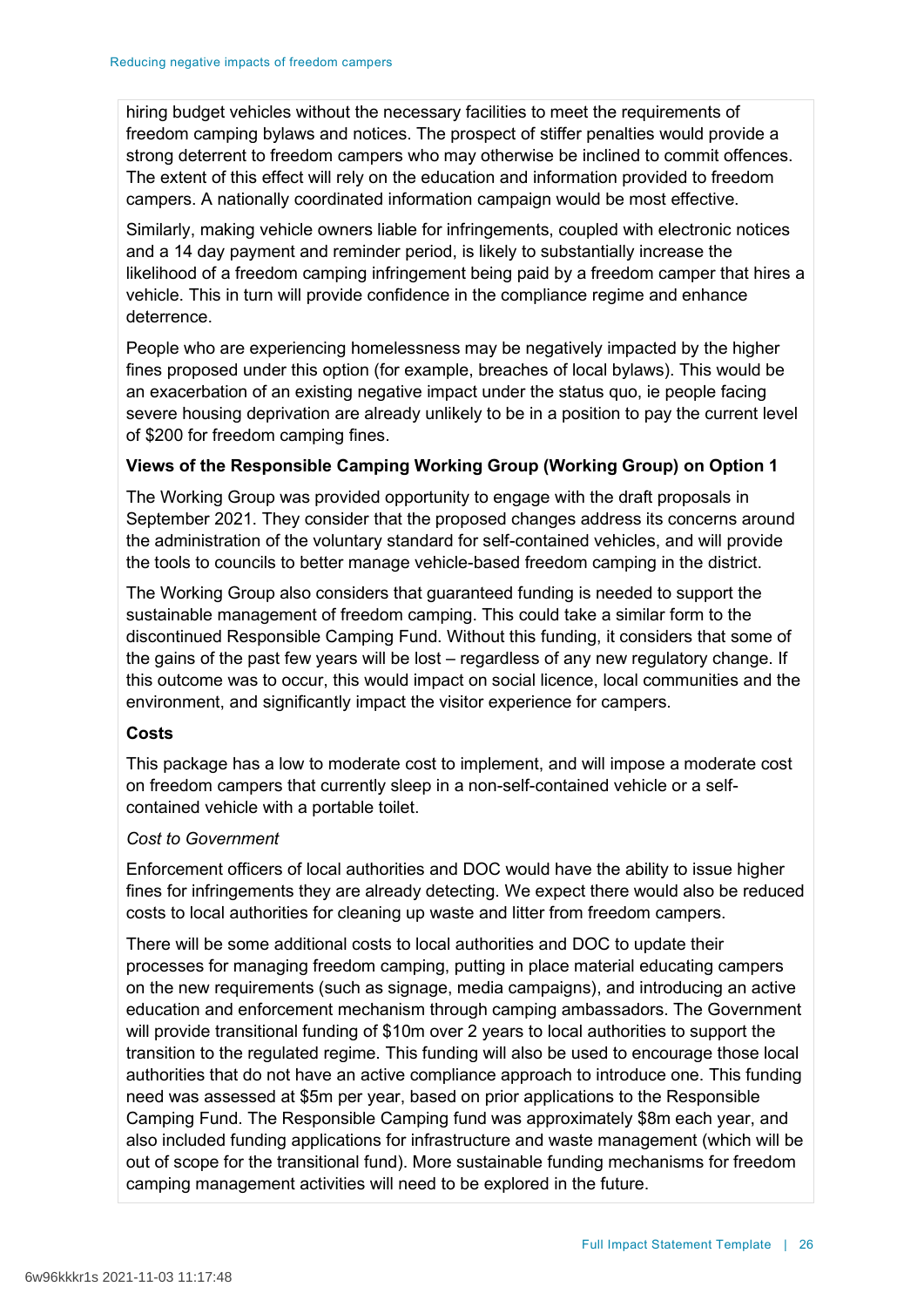hiring budget vehicles without the necessary facilities to meet the requirements of freedom camping bylaws and notices. The prospect of stiffer penalties would provide a strong deterrent to freedom campers who may otherwise be inclined to commit offences. The extent of this effect will rely on the education and information provided to freedom campers. A nationally coordinated information campaign would be most effective.

Similarly, making vehicle owners liable for infringements, coupled with electronic notices and a 14 day payment and reminder period, is likely to substantially increase the likelihood of a freedom camping infringement being paid by a freedom camper that hires a vehicle. This in turn will provide confidence in the compliance regime and enhance deterrence.

People who are experiencing homelessness may be negatively impacted by the higher fines proposed under this option (for example, breaches of local bylaws). This would be an exacerbation of an existing negative impact under the status quo, ie people facing severe housing deprivation are already unlikely to be in a position to pay the current level of $200 for freedom camping fines.

**Views of the Responsible Camping Working Group (Working Group) on Option 1**

The Working Group was provided opportunity to engage with the draft proposals in September 2021. They consider that the proposed changes address its concerns around the administration of the voluntary standard for self-contained vehicles, and will provide the tools to councils to better manage vehicle-based freedom camping in the district.

The Working Group also considers that guaranteed funding is needed to support the sustainable management of freedom camping. This could take a similar form to the discontinued Responsible Camping Fund. Without this funding, it considers that some of the gains of the past few years will be lost – regardless of any new regulatory change. If this outcome was to occur, this would impact on social licence, local communities and the environment, and significantly impact the visitor experience for campers.

**Costs**

This package has a low to moderate cost to implement, and will impose a moderate cost on freedom campers that currently sleep in a non-self-contained vehicle or a self-contained vehicle with a portable toilet.

*Cost to Government*

Enforcement officers of local authorities and DOC would have the ability to issue higher fines for infringements they are already detecting. We expect there would also be reduced costs to local authorities for cleaning up waste and litter from freedom campers.

There will be some additional costs to local authorities and DOC to update their processes for managing freedom camping, putting in place material educating campers on the new requirements (such as signage, media campaigns), and introducing an active education and enforcement mechanism through camping ambassadors. The Government will provide transitional funding of $10m over 2 years to local authorities to support the transition to the regulated regime. This funding will also be used to encourage those local authorities that do not have an active compliance approach to introduce one. This funding need was assessed at $5m per year, based on prior applications to the Responsible Camping Fund. The Responsible Camping fund was approximately $8m each year, and also included funding applications for infrastructure and waste management (which will be out of scope for the transitional fund). More sustainable funding mechanisms for freedom camping management activities will need to be explored in the future.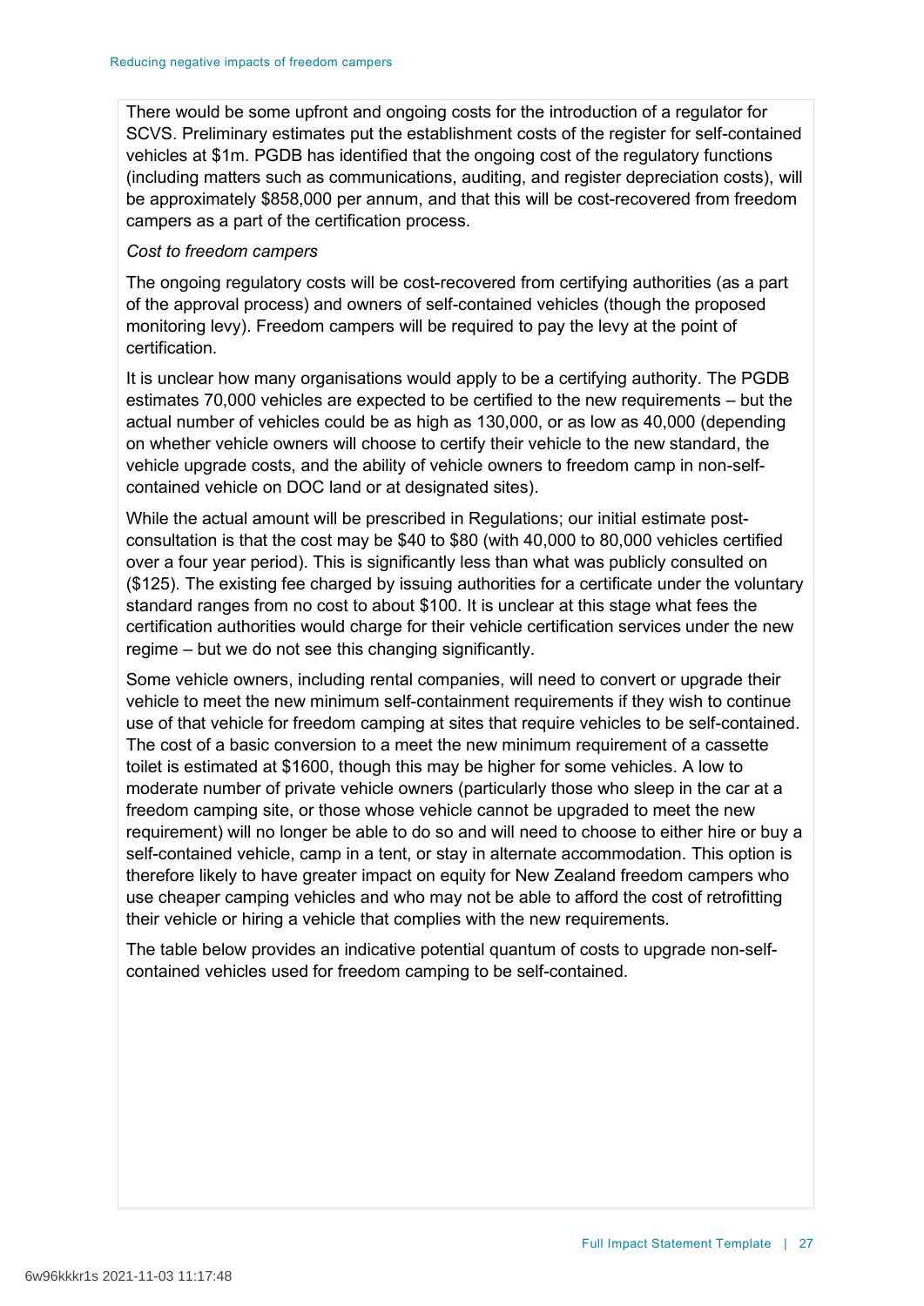There would be some upfront and ongoing costs for the introduction of a regulator for SCVS. Preliminary estimates put the establishment costs of the register for self-contained vehicles at $1m. PGDB has identified that the ongoing cost of the regulatory functions (including matters such as communications, auditing, and register depreciation costs), will be approximately $858,000 per annum, and that this will be cost-recovered from freedom campers as a part of the certification process.

*Cost to freedom campers*

The ongoing regulatory costs will be cost-recovered from certifying authorities (as a part of the approval process) and owners of self-contained vehicles (though the proposed monitoring levy). Freedom campers will be required to pay the levy at the point of certification.

It is unclear how many organisations would apply to be a certifying authority. The PGDB estimates 70,000 vehicles are expected to be certified to the new requirements – but the actual number of vehicles could be as high as 130,000, or as low as 40,000 (depending on whether vehicle owners will choose to certify their vehicle to the new standard, the vehicle upgrade costs, and the ability of vehicle owners to freedom camp in non-self-contained vehicle on DOC land or at designated sites).

While the actual amount will be prescribed in Regulations; our initial estimate post-consultation is that the cost may be $40 to $80 (with 40,000 to 80,000 vehicles certified over a four year period). This is significantly less than what was publicly consulted on ($125). The existing fee charged by issuing authorities for a certificate under the voluntary standard ranges from no cost to about $100. It is unclear at this stage what fees the certification authorities would charge for their vehicle certification services under the new regime – but we do not see this changing significantly.

Some vehicle owners, including rental companies, will need to convert or upgrade their vehicle to meet the new minimum self-containment requirements if they wish to continue use of that vehicle for freedom camping at sites that require vehicles to be self-contained. The cost of a basic conversion to a meet the new minimum requirement of a cassette toilet is estimated at $1600, though this may be higher for some vehicles. A low to moderate number of private vehicle owners (particularly those who sleep in the car at a freedom camping site, or those whose vehicle cannot be upgraded to meet the new requirement) will no longer be able to do so and will need to choose to either hire or buy a self-contained vehicle, camp in a tent, or stay in alternate accommodation. This option is therefore likely to have greater impact on equity for New Zealand freedom campers who use cheaper camping vehicles and who may not be able to afford the cost of retrofitting their vehicle or hiring a vehicle that complies with the new requirements.

The table below provides an indicative potential quantum of costs to upgrade non-self-contained vehicles used for freedom camping to be self-contained.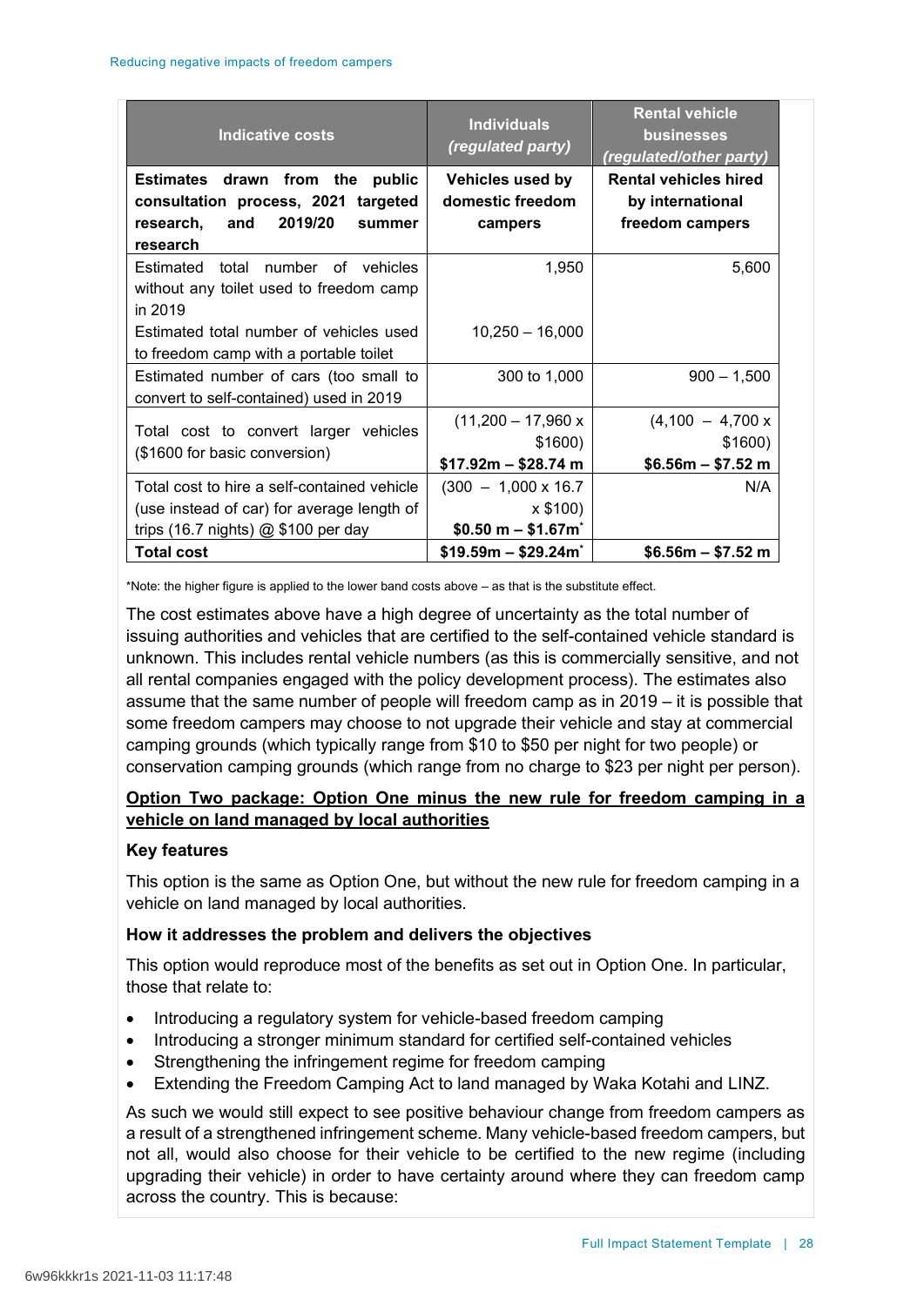| Indicative costs | Individuals *(regulated party)* | Rental vehicle businesses *(regulated/other party)* |
|---|---|---|
| **Estimates drawn from the public consultation process, 2021 targeted research, and 2019/20 summer research** | **Vehicles used by domestic freedom campers** | **Rental vehicles hired by international freedom campers** |
| Estimated total number of vehicles without any toilet used to freedom camp in 2019<br>Estimated total number of vehicles used to freedom camp with a portable toilet | 1,950<br><br>10,250 – 16,000 | 5,600 |
| Estimated number of cars (too small to convert to self-contained) used in 2019 | 300 to 1,000 | 900 – 1,500 |
| Total cost to convert larger vehicles ($1600 for basic conversion) | (11,200 – 17,960 x $1600)<br>**$17.92m – $28.74 m** | (4,100 – 4,700 x $1600)<br>**$6.56m – $7.52 m** |
| Total cost to hire a self-contained vehicle (use instead of car) for average length of trips (16.7 nights) @ $100 per day | (300 – 1,000 x 16.7 x $100)<br>**$0.50 m – $1.67m*** | N/A |
| **Total cost** | **$19.59m – $29.24m*** | **$6.56m – $7.52 m** |

*Note: the higher figure is applied to the lower band costs above – as that is the substitute effect.

The cost estimates above have a high degree of uncertainty as the total number of issuing authorities and vehicles that are certified to the self-contained vehicle standard is unknown. This includes rental vehicle numbers (as this is commercially sensitive, and not all rental companies engaged with the policy development process). The estimates also assume that the same number of people will freedom camp as in 2019 – it is possible that some freedom campers may choose to not upgrade their vehicle and stay at commercial camping grounds (which typically range from $10 to $50 per night for two people) or conservation camping grounds (which range from no charge to $23 per night per person).

**Option Two package: Option One minus the new rule for freedom camping in a vehicle on land managed by local authorities**

**Key features**

This option is the same as Option One, but without the new rule for freedom camping in a vehicle on land managed by local authorities.

**How it addresses the problem and delivers the objectives**

This option would reproduce most of the benefits as set out in Option One. In particular, those that relate to:

- Introducing a regulatory system for vehicle-based freedom camping
- Introducing a stronger minimum standard for certified self-contained vehicles
- Strengthening the infringement regime for freedom camping
- Extending the Freedom Camping Act to land managed by Waka Kotahi and LINZ.

As such we would still expect to see positive behaviour change from freedom campers as a result of a strengthened infringement scheme. Many vehicle-based freedom campers, but not all, would also choose for their vehicle to be certified to the new regime (including upgrading their vehicle) in order to have certainty around where they can freedom camp across the country. This is because: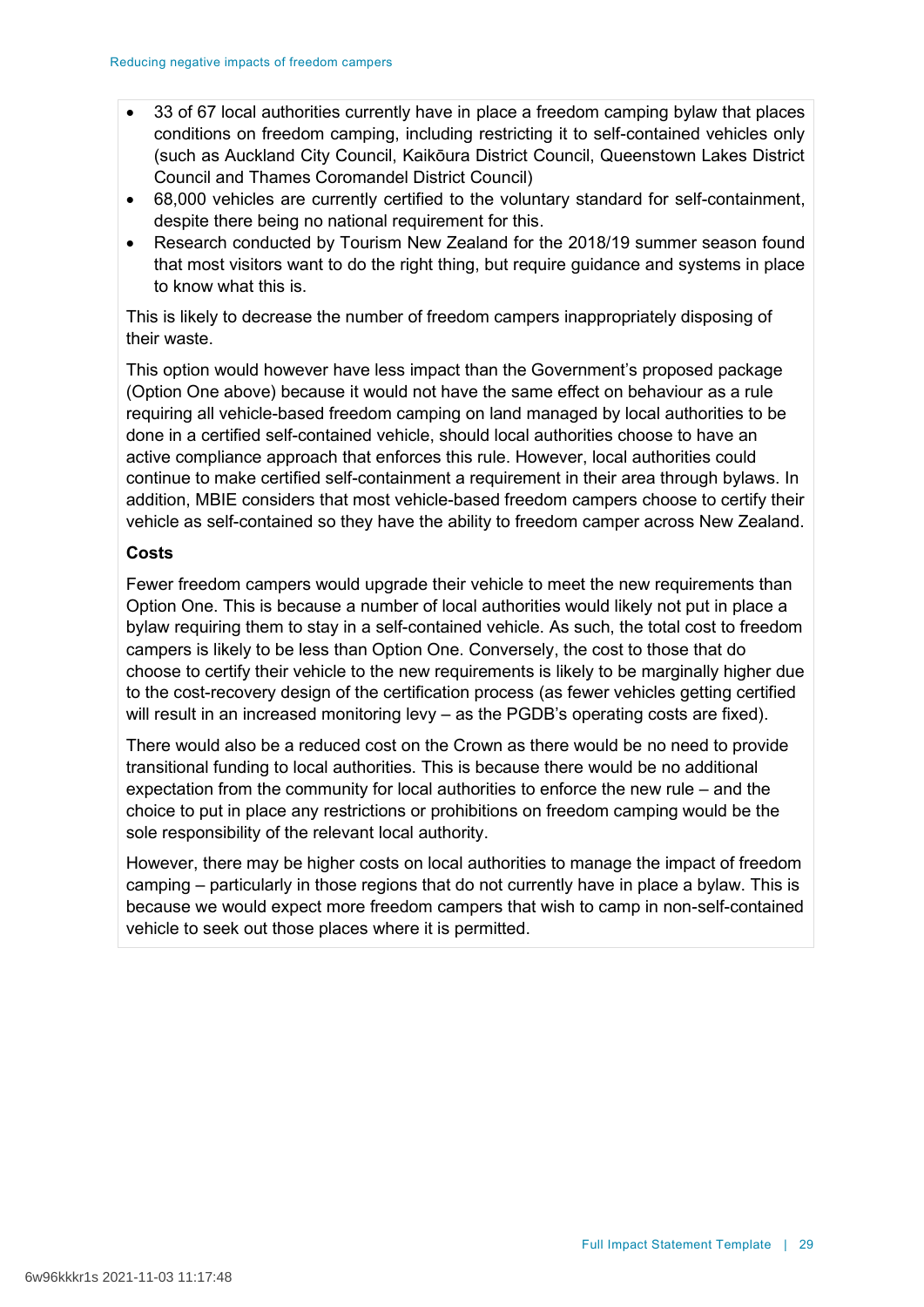- 33 of 67 local authorities currently have in place a freedom camping bylaw that places conditions on freedom camping, including restricting it to self-contained vehicles only (such as Auckland City Council, Kaikōura District Council, Queenstown Lakes District Council and Thames Coromandel District Council)
- 68,000 vehicles are currently certified to the voluntary standard for self-containment, despite there being no national requirement for this.
- Research conducted by Tourism New Zealand for the 2018/19 summer season found that most visitors want to do the right thing, but require guidance and systems in place to know what this is.

This is likely to decrease the number of freedom campers inappropriately disposing of their waste.

This option would however have less impact than the Government's proposed package (Option One above) because it would not have the same effect on behaviour as a rule requiring all vehicle-based freedom camping on land managed by local authorities to be done in a certified self-contained vehicle, should local authorities choose to have an active compliance approach that enforces this rule. However, local authorities could continue to make certified self-containment a requirement in their area through bylaws. In addition, MBIE considers that most vehicle-based freedom campers choose to certify their vehicle as self-contained so they have the ability to freedom camper across New Zealand.

**Costs**

Fewer freedom campers would upgrade their vehicle to meet the new requirements than Option One. This is because a number of local authorities would likely not put in place a bylaw requiring them to stay in a self-contained vehicle. As such, the total cost to freedom campers is likely to be less than Option One. Conversely, the cost to those that do choose to certify their vehicle to the new requirements is likely to be marginally higher due to the cost-recovery design of the certification process (as fewer vehicles getting certified will result in an increased monitoring levy – as the PGDB's operating costs are fixed).

There would also be a reduced cost on the Crown as there would be no need to provide transitional funding to local authorities. This is because there would be no additional expectation from the community for local authorities to enforce the new rule – and the choice to put in place any restrictions or prohibitions on freedom camping would be the sole responsibility of the relevant local authority.

However, there may be higher costs on local authorities to manage the impact of freedom camping – particularly in those regions that do not currently have in place a bylaw. This is because we would expect more freedom campers that wish to camp in non-self-contained vehicle to seek out those places where it is permitted.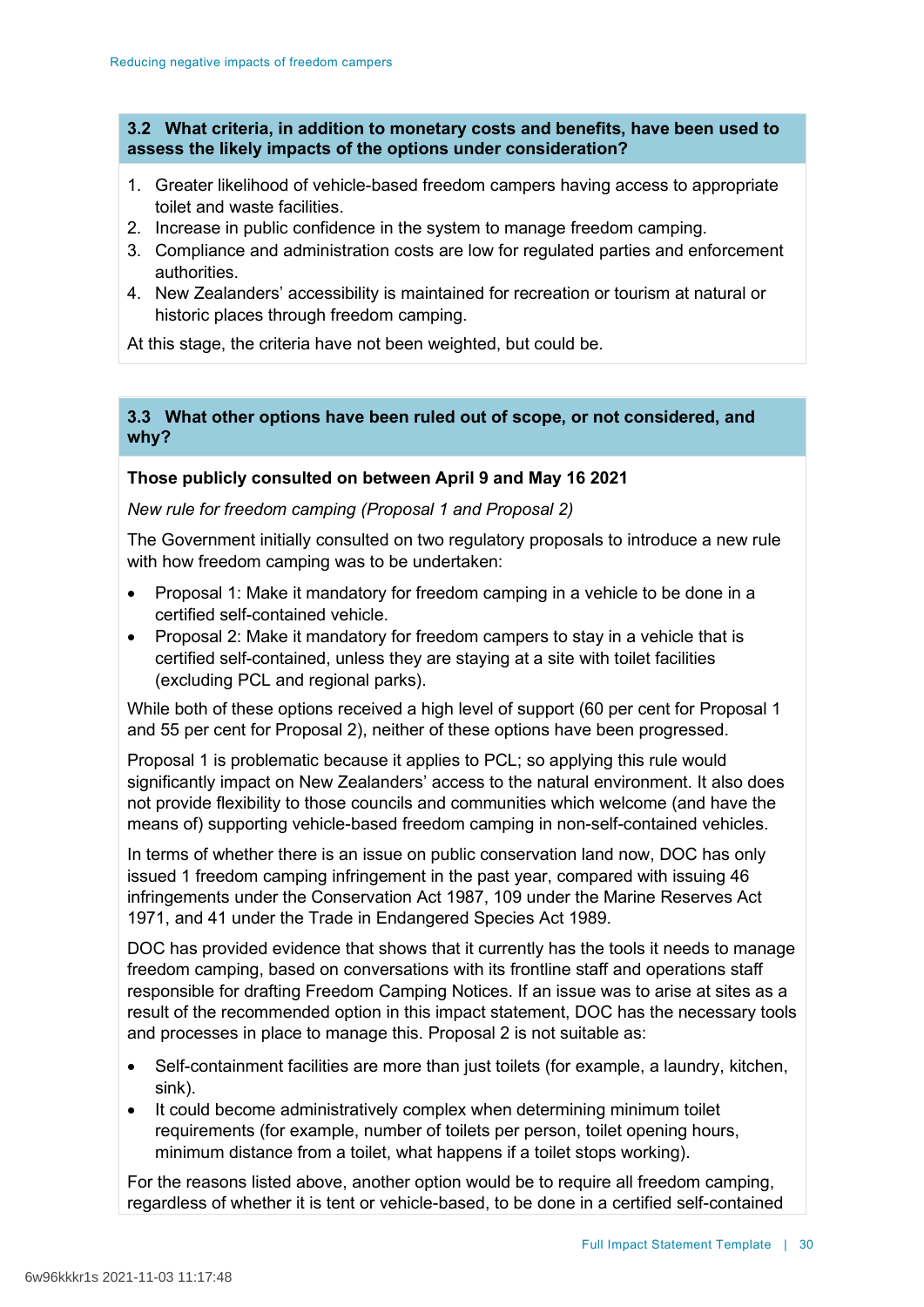### 3.2 What criteria, in addition to monetary costs and benefits, have been used to assess the likely impacts of the options under consideration?

1. Greater likelihood of vehicle-based freedom campers having access to appropriate toilet and waste facilities.
2. Increase in public confidence in the system to manage freedom camping.
3. Compliance and administration costs are low for regulated parties and enforcement authorities.
4. New Zealanders' accessibility is maintained for recreation or tourism at natural or historic places through freedom camping.

At this stage, the criteria have not been weighted, but could be.

### 3.3 What other options have been ruled out of scope, or not considered, and why?

**Those publicly consulted on between April 9 and May 16 2021**

*New rule for freedom camping (Proposal 1 and Proposal 2)*

The Government initially consulted on two regulatory proposals to introduce a new rule with how freedom camping was to be undertaken:

- Proposal 1: Make it mandatory for freedom camping in a vehicle to be done in a certified self-contained vehicle.
- Proposal 2: Make it mandatory for freedom campers to stay in a vehicle that is certified self-contained, unless they are staying at a site with toilet facilities (excluding PCL and regional parks).

While both of these options received a high level of support (60 per cent for Proposal 1 and 55 per cent for Proposal 2), neither of these options have been progressed.

Proposal 1 is problematic because it applies to PCL; so applying this rule would significantly impact on New Zealanders' access to the natural environment. It also does not provide flexibility to those councils and communities which welcome (and have the means of) supporting vehicle-based freedom camping in non-self-contained vehicles.

In terms of whether there is an issue on public conservation land now, DOC has only issued 1 freedom camping infringement in the past year, compared with issuing 46 infringements under the Conservation Act 1987, 109 under the Marine Reserves Act 1971, and 41 under the Trade in Endangered Species Act 1989.

DOC has provided evidence that shows that it currently has the tools it needs to manage freedom camping, based on conversations with its frontline staff and operations staff responsible for drafting Freedom Camping Notices. If an issue was to arise at sites as a result of the recommended option in this impact statement, DOC has the necessary tools and processes in place to manage this. Proposal 2 is not suitable as:

- Self-containment facilities are more than just toilets (for example, a laundry, kitchen, sink).
- It could become administratively complex when determining minimum toilet requirements (for example, number of toilets per person, toilet opening hours, minimum distance from a toilet, what happens if a toilet stops working).

For the reasons listed above, another option would be to require all freedom camping, regardless of whether it is tent or vehicle-based, to be done in a certified self-contained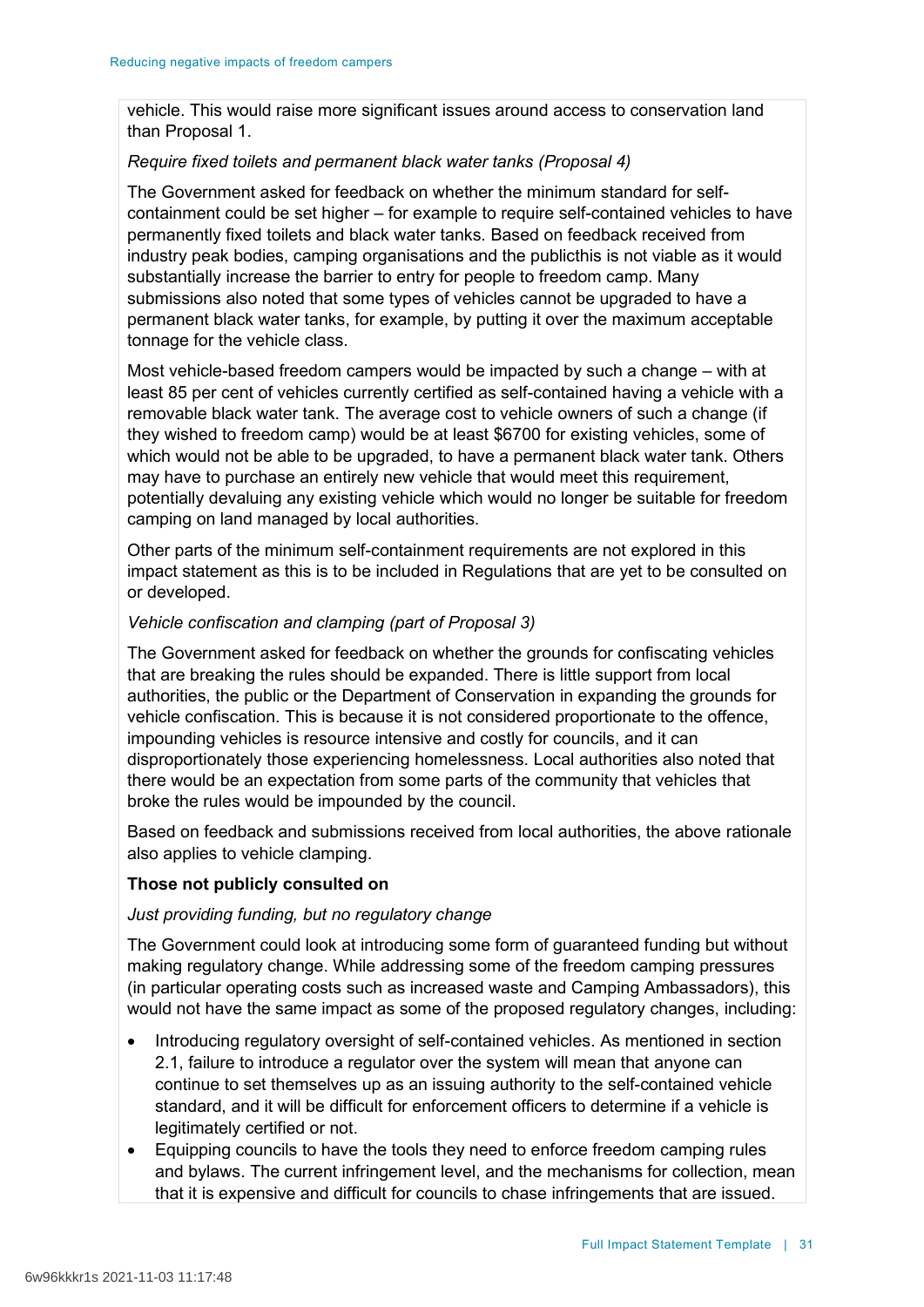vehicle. This would raise more significant issues around access to conservation land than Proposal 1.

*Require fixed toilets and permanent black water tanks (Proposal 4)*

The Government asked for feedback on whether the minimum standard for self-containment could be set higher – for example to require self-contained vehicles to have permanently fixed toilets and black water tanks. Based on feedback received from industry peak bodies, camping organisations and the publicthis is not viable as it would substantially increase the barrier to entry for people to freedom camp. Many submissions also noted that some types of vehicles cannot be upgraded to have a permanent black water tanks, for example, by putting it over the maximum acceptable tonnage for the vehicle class.

Most vehicle-based freedom campers would be impacted by such a change – with at least 85 per cent of vehicles currently certified as self-contained having a vehicle with a removable black water tank. The average cost to vehicle owners of such a change (if they wished to freedom camp) would be at least $6700 for existing vehicles, some of which would not be able to be upgraded, to have a permanent black water tank. Others may have to purchase an entirely new vehicle that would meet this requirement, potentially devaluing any existing vehicle which would no longer be suitable for freedom camping on land managed by local authorities.

Other parts of the minimum self-containment requirements are not explored in this impact statement as this is to be included in Regulations that are yet to be consulted on or developed.

*Vehicle confiscation and clamping (part of Proposal 3)*

The Government asked for feedback on whether the grounds for confiscating vehicles that are breaking the rules should be expanded. There is little support from local authorities, the public or the Department of Conservation in expanding the grounds for vehicle confiscation. This is because it is not considered proportionate to the offence, impounding vehicles is resource intensive and costly for councils, and it can disproportionately those experiencing homelessness. Local authorities also noted that there would be an expectation from some parts of the community that vehicles that broke the rules would be impounded by the council.

Based on feedback and submissions received from local authorities, the above rationale also applies to vehicle clamping.

**Those not publicly consulted on**

*Just providing funding, but no regulatory change*

The Government could look at introducing some form of guaranteed funding but without making regulatory change. While addressing some of the freedom camping pressures (in particular operating costs such as increased waste and Camping Ambassadors), this would not have the same impact as some of the proposed regulatory changes, including:

- Introducing regulatory oversight of self-contained vehicles. As mentioned in section 2.1, failure to introduce a regulator over the system will mean that anyone can continue to set themselves up as an issuing authority to the self-contained vehicle standard, and it will be difficult for enforcement officers to determine if a vehicle is legitimately certified or not.
- Equipping councils to have the tools they need to enforce freedom camping rules and bylaws. The current infringement level, and the mechanisms for collection, mean that it is expensive and difficult for councils to chase infringements that are issued.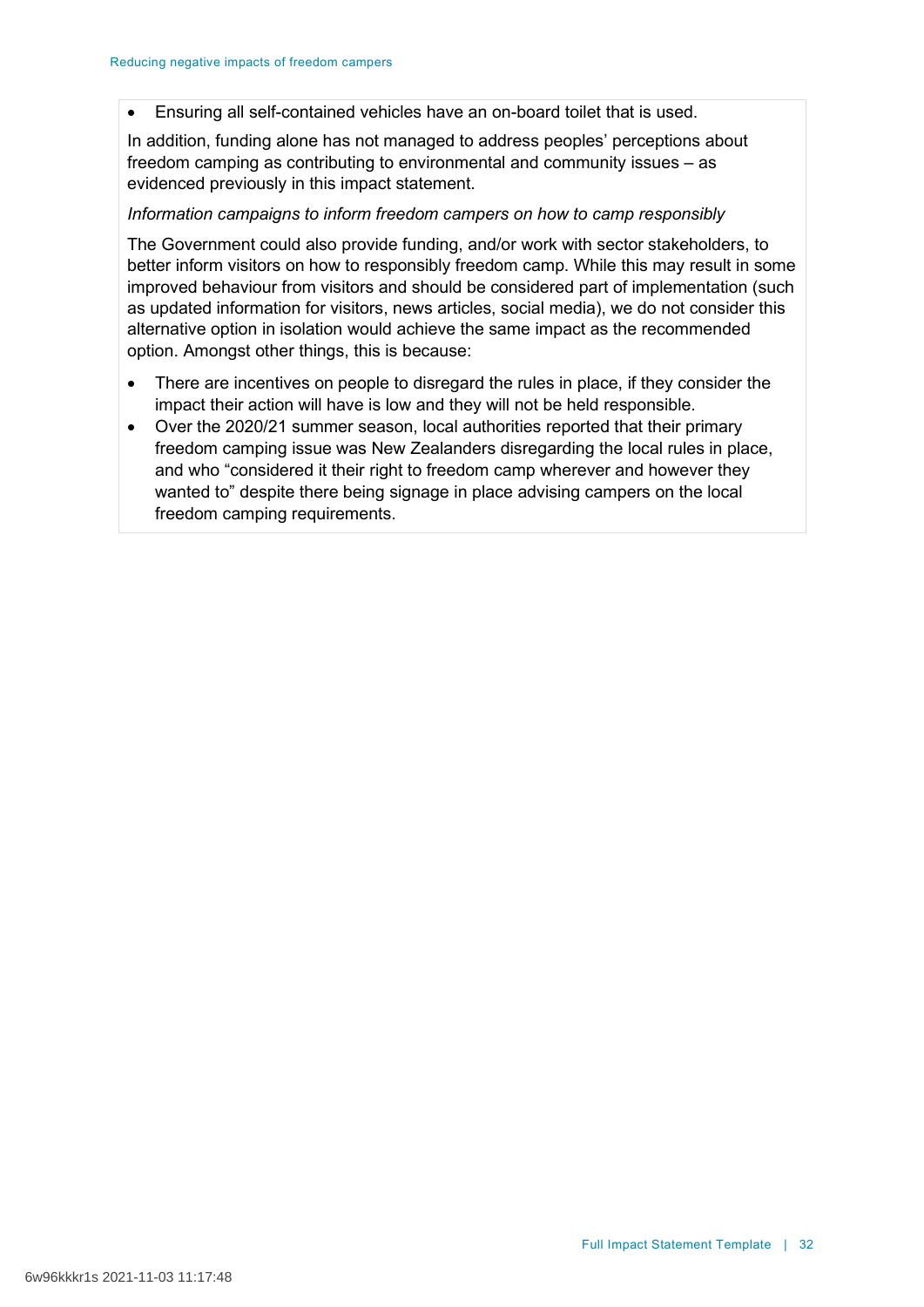- Ensuring all self-contained vehicles have an on-board toilet that is used.

In addition, funding alone has not managed to address peoples' perceptions about freedom camping as contributing to environmental and community issues – as evidenced previously in this impact statement.

*Information campaigns to inform freedom campers on how to camp responsibly*

The Government could also provide funding, and/or work with sector stakeholders, to better inform visitors on how to responsibly freedom camp. While this may result in some improved behaviour from visitors and should be considered part of implementation (such as updated information for visitors, news articles, social media), we do not consider this alternative option in isolation would achieve the same impact as the recommended option. Amongst other things, this is because:

- There are incentives on people to disregard the rules in place, if they consider the impact their action will have is low and they will not be held responsible.
- Over the 2020/21 summer season, local authorities reported that their primary freedom camping issue was New Zealanders disregarding the local rules in place, and who "considered it their right to freedom camp wherever and however they wanted to" despite there being signage in place advising campers on the local freedom camping requirements.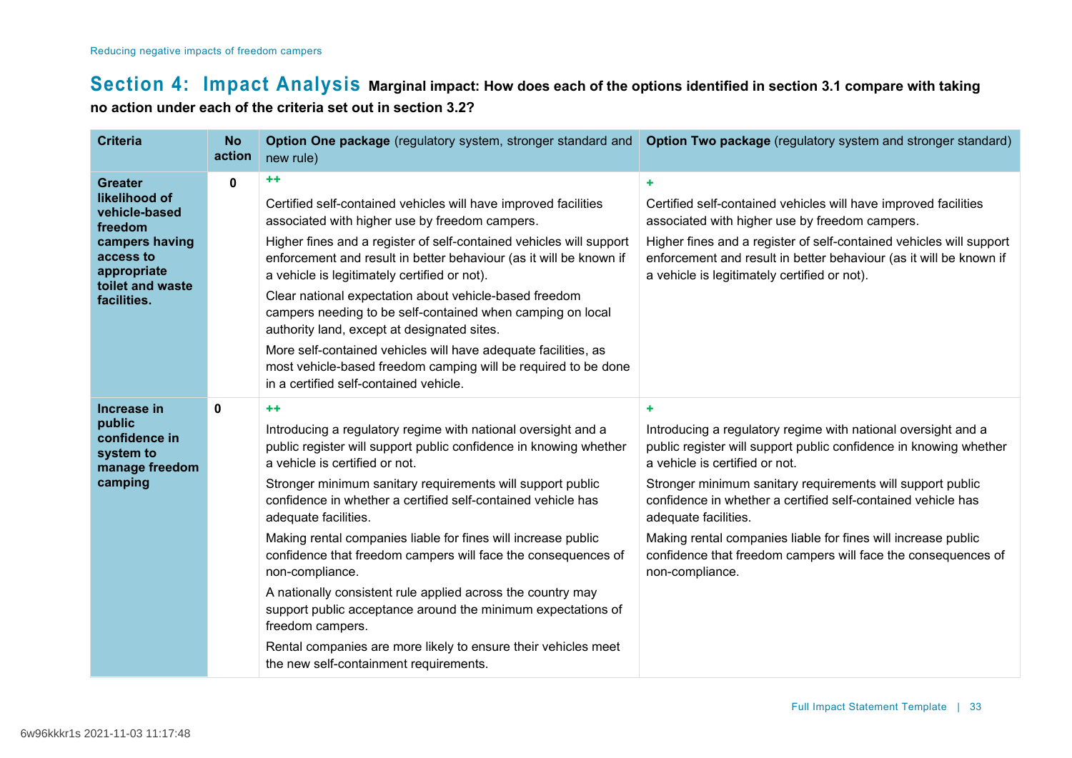## Section 4: Impact Analysis

**Marginal impact: How does each of the options identified in section 3.1 compare with taking no action under each of the criteria set out in section 3.2?**

| Criteria | No action | **Option One package** (regulatory system, stronger standard and new rule) | **Option Two package** (regulatory system and stronger standard) |
|---|---|---|---|
| **Greater likelihood of vehicle-based freedom campers having access to appropriate toilet and waste facilities.** | 0 | ++<br><br>Certified self-contained vehicles will have improved facilities associated with higher use by freedom campers.<br><br>Higher fines and a register of self-contained vehicles will support enforcement and result in better behaviour (as it will be known if a vehicle is legitimately certified or not).<br><br>Clear national expectation about vehicle-based freedom campers needing to be self-contained when camping on local authority land, except at designated sites.<br><br>More self-contained vehicles will have adequate facilities, as most vehicle-based freedom camping will be required to be done in a certified self-contained vehicle. | +<br><br>Certified self-contained vehicles will have improved facilities associated with higher use by freedom campers.<br><br>Higher fines and a register of self-contained vehicles will support enforcement and result in better behaviour (as it will be known if a vehicle is legitimately certified or not). |
| **Increase in public confidence in system to manage freedom camping** | 0 | ++<br><br>Introducing a regulatory regime with national oversight and a public register will support public confidence in knowing whether a vehicle is certified or not.<br><br>Stronger minimum sanitary requirements will support public confidence in whether a certified self-contained vehicle has adequate facilities.<br><br>Making rental companies liable for fines will increase public confidence that freedom campers will face the consequences of non-compliance.<br><br>A nationally consistent rule applied across the country may support public acceptance around the minimum expectations of freedom campers.<br><br>Rental companies are more likely to ensure their vehicles meet the new self-containment requirements. | +<br><br>Introducing a regulatory regime with national oversight and a public register will support public confidence in knowing whether a vehicle is certified or not.<br><br>Stronger minimum sanitary requirements will support public confidence in whether a certified self-contained vehicle has adequate facilities.<br><br>Making rental companies liable for fines will increase public confidence that freedom campers will face the consequences of non-compliance. |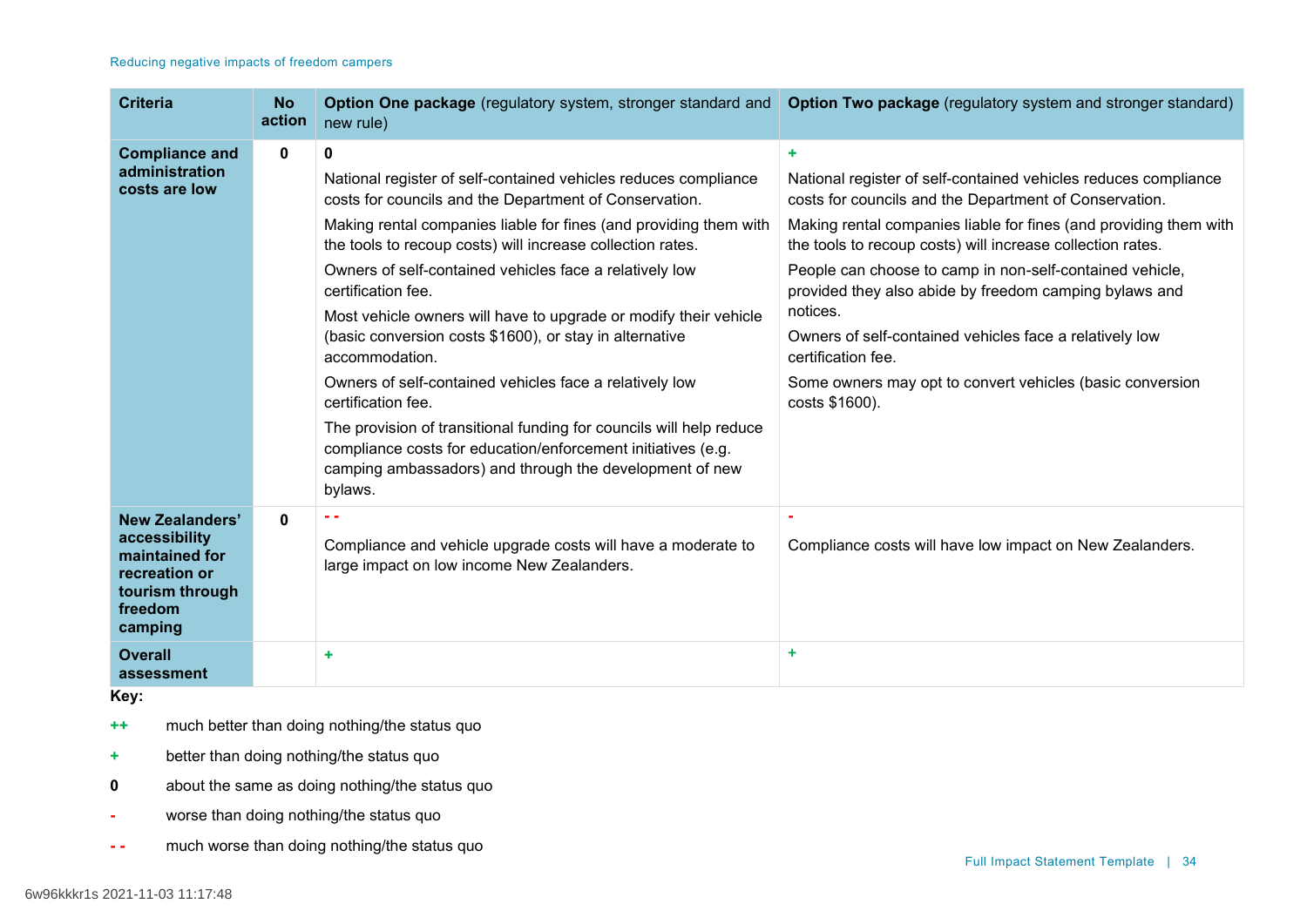| Criteria | No action | Option One package (regulatory system, stronger standard and new rule) | Option Two package (regulatory system and stronger standard) |
|---|---|---|---|
| **Compliance and administration costs are low** | 0 | **0**<br><br>National register of self-contained vehicles reduces compliance costs for councils and the Department of Conservation.<br><br>Making rental companies liable for fines (and providing them with the tools to recoup costs) will increase collection rates.<br><br>Owners of self-contained vehicles face a relatively low certification fee.<br><br>Most vehicle owners will have to upgrade or modify their vehicle (basic conversion costs $1600), or stay in alternative accommodation.<br><br>Owners of self-contained vehicles face a relatively low certification fee.<br><br>The provision of transitional funding for councils will help reduce compliance costs for education/enforcement initiatives (e.g. camping ambassadors) and through the development of new bylaws. | **+**<br><br>National register of self-contained vehicles reduces compliance costs for councils and the Department of Conservation.<br><br>Making rental companies liable for fines (and providing them with the tools to recoup costs) will increase collection rates.<br><br>People can choose to camp in non-self-contained vehicle, provided they also abide by freedom camping bylaws and notices.<br><br>Owners of self-contained vehicles face a relatively low certification fee.<br><br>Some owners may opt to convert vehicles (basic conversion costs $1600). |
| **New Zealanders' accessibility maintained for recreation or tourism through freedom camping** | 0 | **- -**<br><br>Compliance and vehicle upgrade costs will have a moderate to large impact on low income New Zealanders. | **-**<br><br>Compliance costs will have low impact on New Zealanders. |
| **Overall assessment** | | **+** | **+** |

**Key:**

- **++** much better than doing nothing/the status quo
- **+** better than doing nothing/the status quo
- **0** about the same as doing nothing/the status quo
- **-** worse than doing nothing/the status quo
- **- -** much worse than doing nothing/the status quo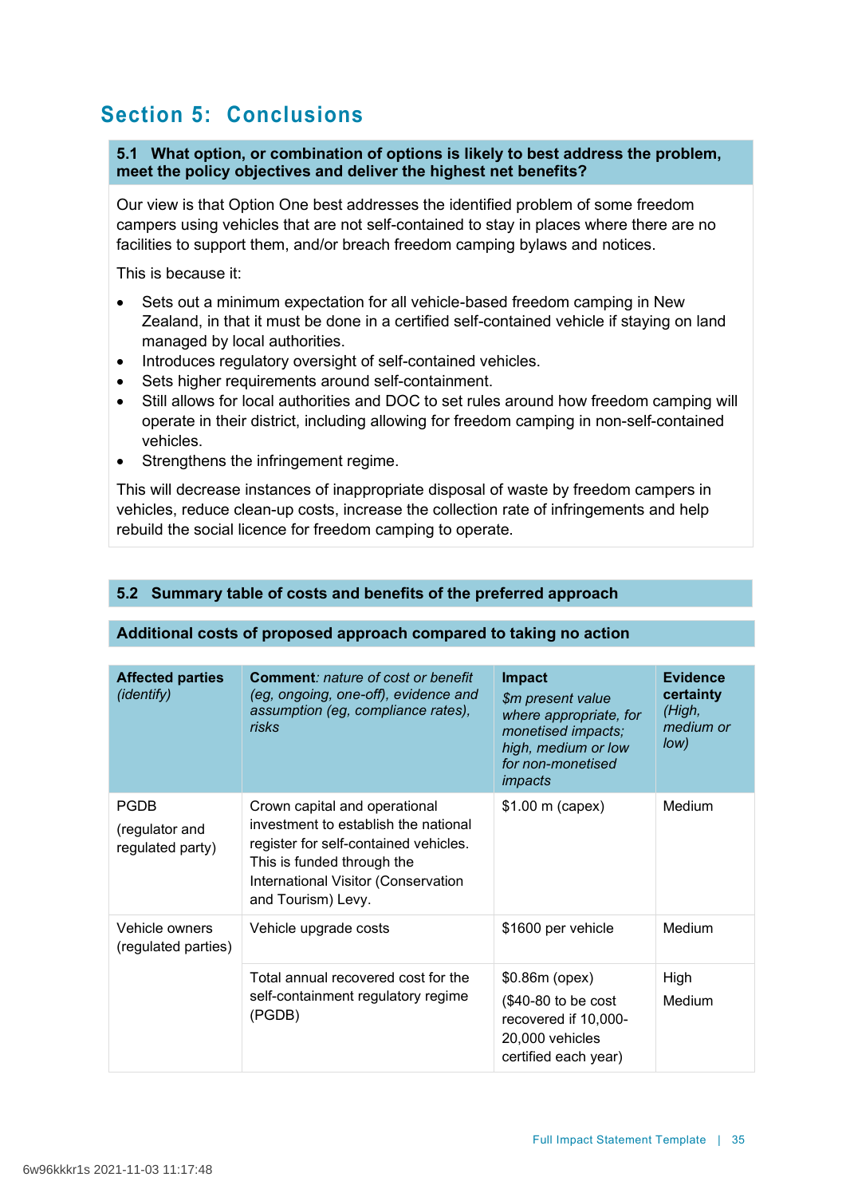## Section 5: Conclusions

### 5.1 What option, or combination of options is likely to best address the problem, meet the policy objectives and deliver the highest net benefits?

Our view is that Option One best addresses the identified problem of some freedom campers using vehicles that are not self-contained to stay in places where there are no facilities to support them, and/or breach freedom camping bylaws and notices.

This is because it:

- Sets out a minimum expectation for all vehicle-based freedom camping in New Zealand, in that it must be done in a certified self-contained vehicle if staying on land managed by local authorities.
- Introduces regulatory oversight of self-contained vehicles.
- Sets higher requirements around self-containment.
- Still allows for local authorities and DOC to set rules around how freedom camping will operate in their district, including allowing for freedom camping in non-self-contained vehicles.
- Strengthens the infringement regime.

This will decrease instances of inappropriate disposal of waste by freedom campers in vehicles, reduce clean-up costs, increase the collection rate of infringements and help rebuild the social licence for freedom camping to operate.

### 5.2 Summary table of costs and benefits of the preferred approach

**Additional costs of proposed approach compared to taking no action**

| **Affected parties** *(identify)* | **Comment**: *nature of cost or benefit (eg, ongoing, one-off), evidence and assumption (eg, compliance rates), risks* | **Impact** *$m present value where appropriate, for monetised impacts; high, medium or low for non-monetised impacts* | **Evidence certainty** *(High, medium or low)* |
|---|---|---|---|
| PGDB (regulator and regulated party) | Crown capital and operational investment to establish the national register for self-contained vehicles. This is funded through the International Visitor (Conservation and Tourism) Levy. | $1.00 m (capex) | Medium |
| Vehicle owners (regulated parties) | Vehicle upgrade costs | $1600 per vehicle | Medium |
| | Total annual recovered cost for the self-containment regulatory regime (PGDB) | $0.86m (opex) ($40-80 to be cost recovered if 10,000-20,000 vehicles certified each year) | High Medium |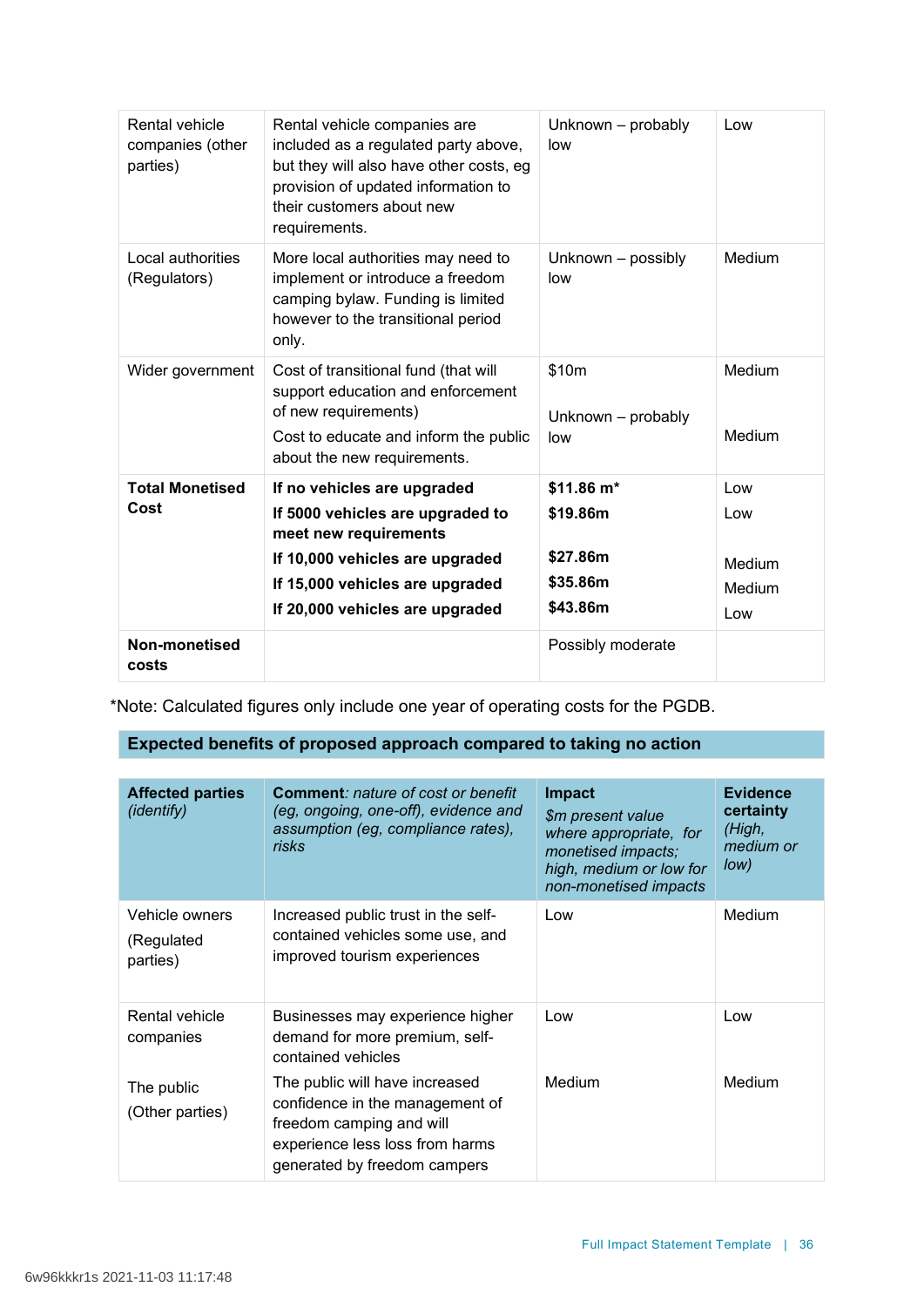| | | | |
|---|---|---|---|
| Rental vehicle companies (other parties) | Rental vehicle companies are included as a regulated party above, but they will also have other costs, eg provision of updated information to their customers about new requirements. | Unknown – probably low | Low |
| Local authorities (Regulators) | More local authorities may need to implement or introduce a freedom camping bylaw. Funding is limited however to the transitional period only. | Unknown – possibly low | Medium |
| Wider government | Cost of transitional fund (that will support education and enforcement of new requirements)<br>Cost to educate and inform the public about the new requirements. | $10m<br>Unknown – probably low | Medium<br>Medium |
| **Total Monetised Cost** | **If no vehicles are upgraded**<br>**If 5000 vehicles are upgraded to meet new requirements**<br>**If 10,000 vehicles are upgraded**<br>**If 15,000 vehicles are upgraded**<br>**If 20,000 vehicles are upgraded** | **$11.86 m***<br>**$19.86m**<br>**$27.86m**<br>**$35.86m**<br>**$43.86m** | Low<br>Low<br>Medium<br>Medium<br>Low |
| **Non-monetised costs** | | Possibly moderate | |

*Note: Calculated figures only include one year of operating costs for the PGDB.

## Expected benefits of proposed approach compared to taking no action

| **Affected parties** *(identify)* | **Comment**: *nature of cost or benefit (eg, ongoing, one-off), evidence and assumption (eg, compliance rates), risks* | **Impact** *$m present value where appropriate, for monetised impacts; high, medium or low for non-monetised impacts* | **Evidence certainty** *(High, medium or low)* |
|---|---|---|---|
| Vehicle owners (Regulated parties) | Increased public trust in the self-contained vehicles some use, and improved tourism experiences | Low | Medium |
| Rental vehicle companies | Businesses may experience higher demand for more premium, self-contained vehicles | Low | Low |
| The public (Other parties) | The public will have increased confidence in the management of freedom camping and will experience less loss from harms generated by freedom campers | Medium | Medium |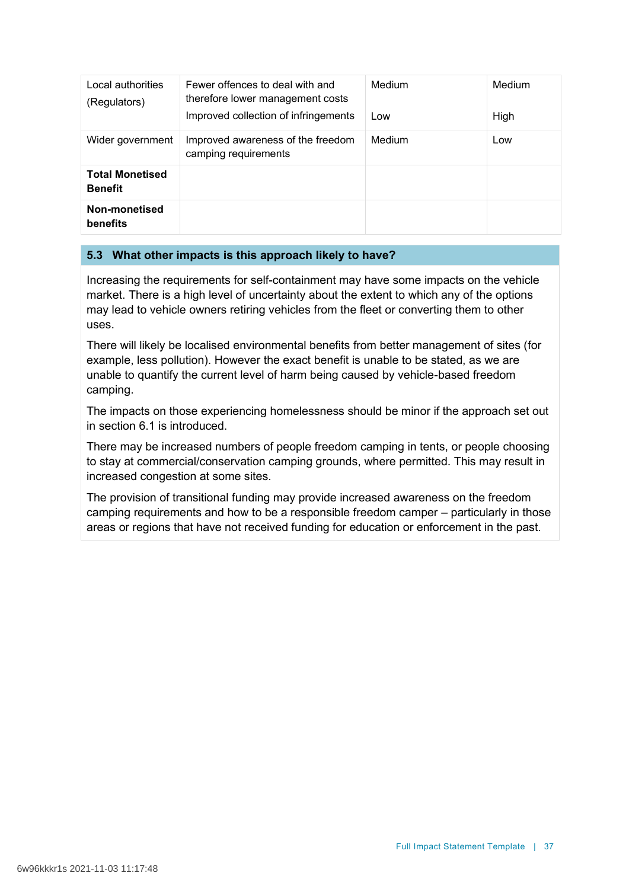| | | | |
|---|---|---|---|
| Local authorities (Regulators) | Fewer offences to deal with and therefore lower management costs | Medium | Medium |
| | Improved collection of infringements | Low | High |
| Wider government | Improved awareness of the freedom camping requirements | Medium | Low |
| **Total Monetised Benefit** | | | |
| **Non-monetised benefits** | | | |

### 5.3 What other impacts is this approach likely to have?

Increasing the requirements for self-containment may have some impacts on the vehicle market. There is a high level of uncertainty about the extent to which any of the options may lead to vehicle owners retiring vehicles from the fleet or converting them to other uses.

There will likely be localised environmental benefits from better management of sites (for example, less pollution). However the exact benefit is unable to be stated, as we are unable to quantify the current level of harm being caused by vehicle-based freedom camping.

The impacts on those experiencing homelessness should be minor if the approach set out in section 6.1 is introduced.

There may be increased numbers of people freedom camping in tents, or people choosing to stay at commercial/conservation camping grounds, where permitted. This may result in increased congestion at some sites.

The provision of transitional funding may provide increased awareness on the freedom camping requirements and how to be a responsible freedom camper – particularly in those areas or regions that have not received funding for education or enforcement in the past.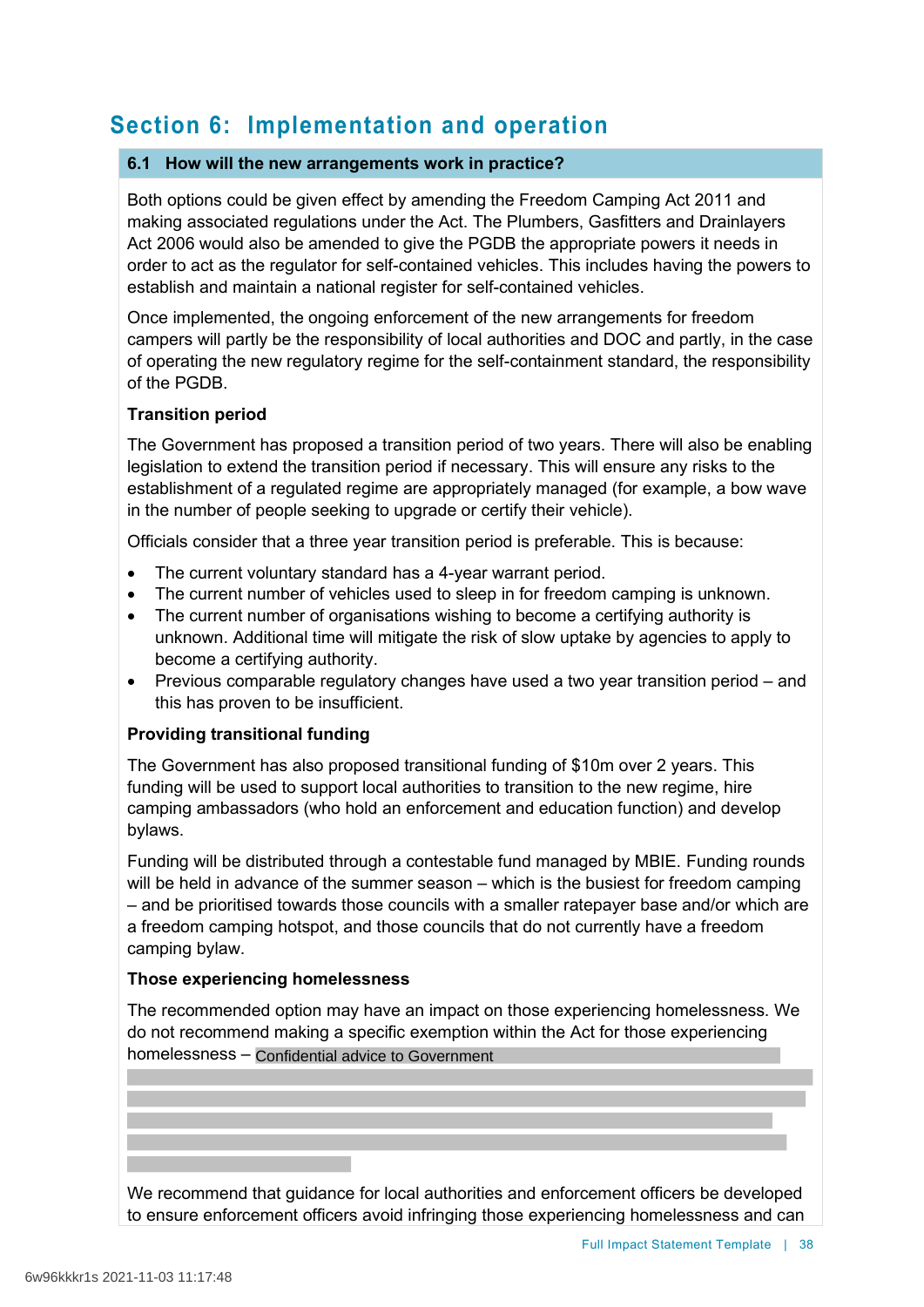# Section 6: Implementation and operation

## 6.1 How will the new arrangements work in practice?

Both options could be given effect by amending the Freedom Camping Act 2011 and making associated regulations under the Act. The Plumbers, Gasfitters and Drainlayers Act 2006 would also be amended to give the PGDB the appropriate powers it needs in order to act as the regulator for self-contained vehicles. This includes having the powers to establish and maintain a national register for self-contained vehicles.

Once implemented, the ongoing enforcement of the new arrangements for freedom campers will partly be the responsibility of local authorities and DOC and partly, in the case of operating the new regulatory regime for the self-containment standard, the responsibility of the PGDB.

**Transition period**

The Government has proposed a transition period of two years. There will also be enabling legislation to extend the transition period if necessary. This will ensure any risks to the establishment of a regulated regime are appropriately managed (for example, a bow wave in the number of people seeking to upgrade or certify their vehicle).

Officials consider that a three year transition period is preferable. This is because:

- The current voluntary standard has a 4-year warrant period.
- The current number of vehicles used to sleep in for freedom camping is unknown.
- The current number of organisations wishing to become a certifying authority is unknown. Additional time will mitigate the risk of slow uptake by agencies to apply to become a certifying authority.
- Previous comparable regulatory changes have used a two year transition period – and this has proven to be insufficient.

**Providing transitional funding**

The Government has also proposed transitional funding of $10m over 2 years. This funding will be used to support local authorities to transition to the new regime, hire camping ambassadors (who hold an enforcement and education function) and develop bylaws.

Funding will be distributed through a contestable fund managed by MBIE. Funding rounds will be held in advance of the summer season – which is the busiest for freedom camping – and be prioritised towards those councils with a smaller ratepayer base and/or which are a freedom camping hotspot, and those councils that do not currently have a freedom camping bylaw.

**Those experiencing homelessness**

The recommended option may have an impact on those experiencing homelessness. We do not recommend making a specific exemption within the Act for those experiencing homelessness – Confidential advice to Government

We recommend that guidance for local authorities and enforcement officers be developed to ensure enforcement officers avoid infringing those experiencing homelessness and can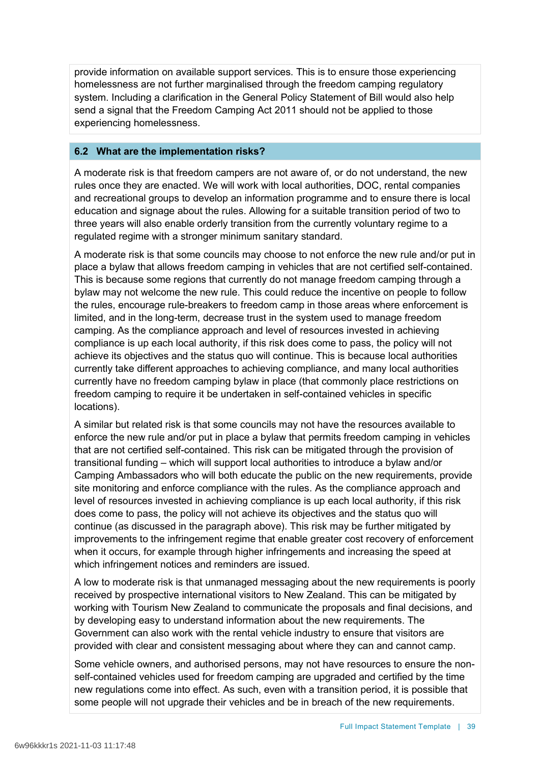provide information on available support services. This is to ensure those experiencing homelessness are not further marginalised through the freedom camping regulatory system. Including a clarification in the General Policy Statement of Bill would also help send a signal that the Freedom Camping Act 2011 should not be applied to those experiencing homelessness.

### 6.2 What are the implementation risks?

A moderate risk is that freedom campers are not aware of, or do not understand, the new rules once they are enacted. We will work with local authorities, DOC, rental companies and recreational groups to develop an information programme and to ensure there is local education and signage about the rules. Allowing for a suitable transition period of two to three years will also enable orderly transition from the currently voluntary regime to a regulated regime with a stronger minimum sanitary standard.

A moderate risk is that some councils may choose to not enforce the new rule and/or put in place a bylaw that allows freedom camping in vehicles that are not certified self-contained. This is because some regions that currently do not manage freedom camping through a bylaw may not welcome the new rule. This could reduce the incentive on people to follow the rules, encourage rule-breakers to freedom camp in those areas where enforcement is limited, and in the long-term, decrease trust in the system used to manage freedom camping. As the compliance approach and level of resources invested in achieving compliance is up each local authority, if this risk does come to pass, the policy will not achieve its objectives and the status quo will continue. This is because local authorities currently take different approaches to achieving compliance, and many local authorities currently have no freedom camping bylaw in place (that commonly place restrictions on freedom camping to require it be undertaken in self-contained vehicles in specific locations).

A similar but related risk is that some councils may not have the resources available to enforce the new rule and/or put in place a bylaw that permits freedom camping in vehicles that are not certified self-contained. This risk can be mitigated through the provision of transitional funding – which will support local authorities to introduce a bylaw and/or Camping Ambassadors who will both educate the public on the new requirements, provide site monitoring and enforce compliance with the rules. As the compliance approach and level of resources invested in achieving compliance is up each local authority, if this risk does come to pass, the policy will not achieve its objectives and the status quo will continue (as discussed in the paragraph above). This risk may be further mitigated by improvements to the infringement regime that enable greater cost recovery of enforcement when it occurs, for example through higher infringements and increasing the speed at which infringement notices and reminders are issued.

A low to moderate risk is that unmanaged messaging about the new requirements is poorly received by prospective international visitors to New Zealand. This can be mitigated by working with Tourism New Zealand to communicate the proposals and final decisions, and by developing easy to understand information about the new requirements. The Government can also work with the rental vehicle industry to ensure that visitors are provided with clear and consistent messaging about where they can and cannot camp.

Some vehicle owners, and authorised persons, may not have resources to ensure the non-self-contained vehicles used for freedom camping are upgraded and certified by the time new regulations come into effect. As such, even with a transition period, it is possible that some people will not upgrade their vehicles and be in breach of the new requirements.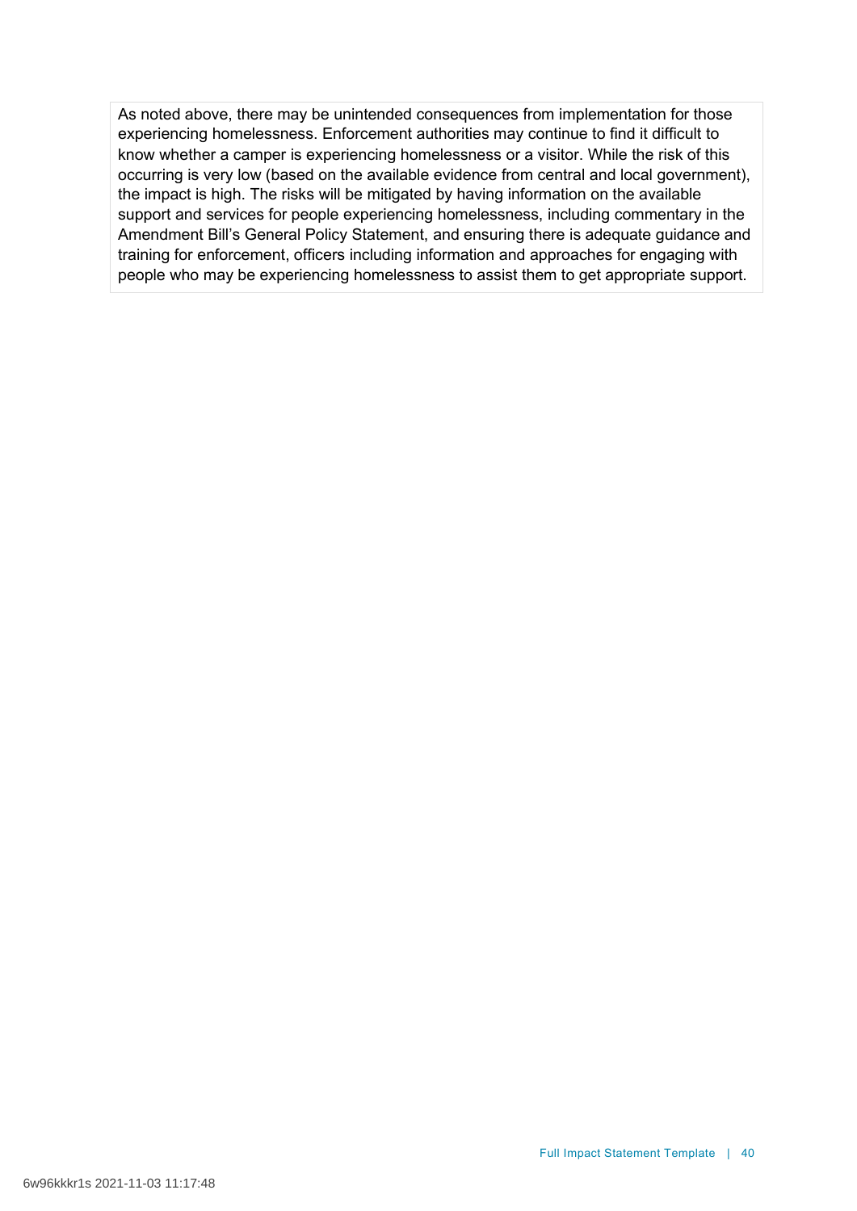As noted above, there may be unintended consequences from implementation for those experiencing homelessness. Enforcement authorities may continue to find it difficult to know whether a camper is experiencing homelessness or a visitor. While the risk of this occurring is very low (based on the available evidence from central and local government), the impact is high. The risks will be mitigated by having information on the available support and services for people experiencing homelessness, including commentary in the Amendment Bill's General Policy Statement, and ensuring there is adequate guidance and training for enforcement, officers including information and approaches for engaging with people who may be experiencing homelessness to assist them to get appropriate support.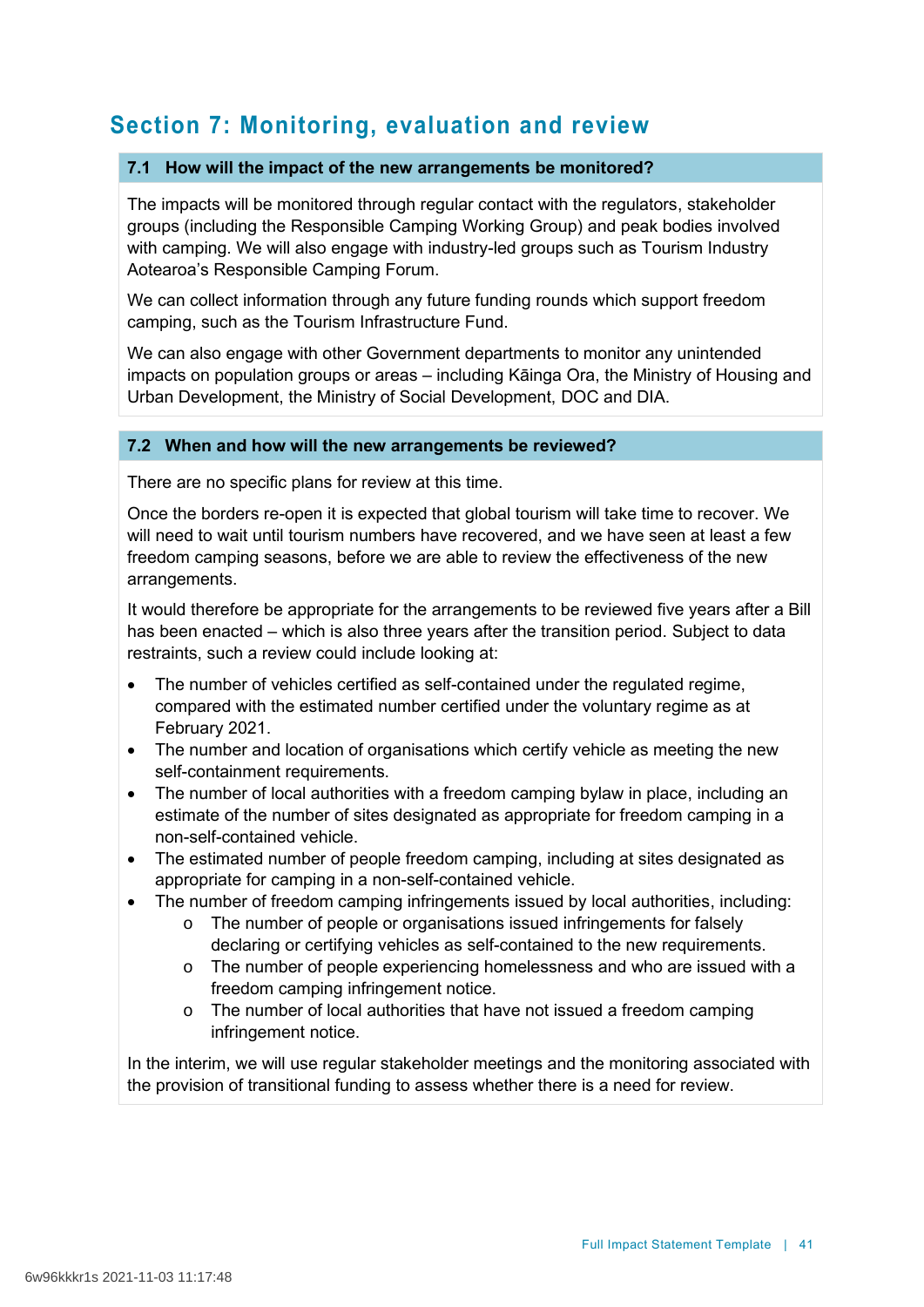# Section 7: Monitoring, evaluation and review

## 7.1 How will the impact of the new arrangements be monitored?

The impacts will be monitored through regular contact with the regulators, stakeholder groups (including the Responsible Camping Working Group) and peak bodies involved with camping. We will also engage with industry-led groups such as Tourism Industry Aotearoa's Responsible Camping Forum.

We can collect information through any future funding rounds which support freedom camping, such as the Tourism Infrastructure Fund.

We can also engage with other Government departments to monitor any unintended impacts on population groups or areas – including Kāinga Ora, the Ministry of Housing and Urban Development, the Ministry of Social Development, DOC and DIA.

## 7.2 When and how will the new arrangements be reviewed?

There are no specific plans for review at this time.

Once the borders re-open it is expected that global tourism will take time to recover. We will need to wait until tourism numbers have recovered, and we have seen at least a few freedom camping seasons, before we are able to review the effectiveness of the new arrangements.

It would therefore be appropriate for the arrangements to be reviewed five years after a Bill has been enacted – which is also three years after the transition period. Subject to data restraints, such a review could include looking at:

- The number of vehicles certified as self-contained under the regulated regime, compared with the estimated number certified under the voluntary regime as at February 2021.
- The number and location of organisations which certify vehicle as meeting the new self-containment requirements.
- The number of local authorities with a freedom camping bylaw in place, including an estimate of the number of sites designated as appropriate for freedom camping in a non-self-contained vehicle.
- The estimated number of people freedom camping, including at sites designated as appropriate for camping in a non-self-contained vehicle.
- The number of freedom camping infringements issued by local authorities, including:
  - The number of people or organisations issued infringements for falsely declaring or certifying vehicles as self-contained to the new requirements.
  - The number of people experiencing homelessness and who are issued with a freedom camping infringement notice.
  - The number of local authorities that have not issued a freedom camping infringement notice.

In the interim, we will use regular stakeholder meetings and the monitoring associated with the provision of transitional funding to assess whether there is a need for review.